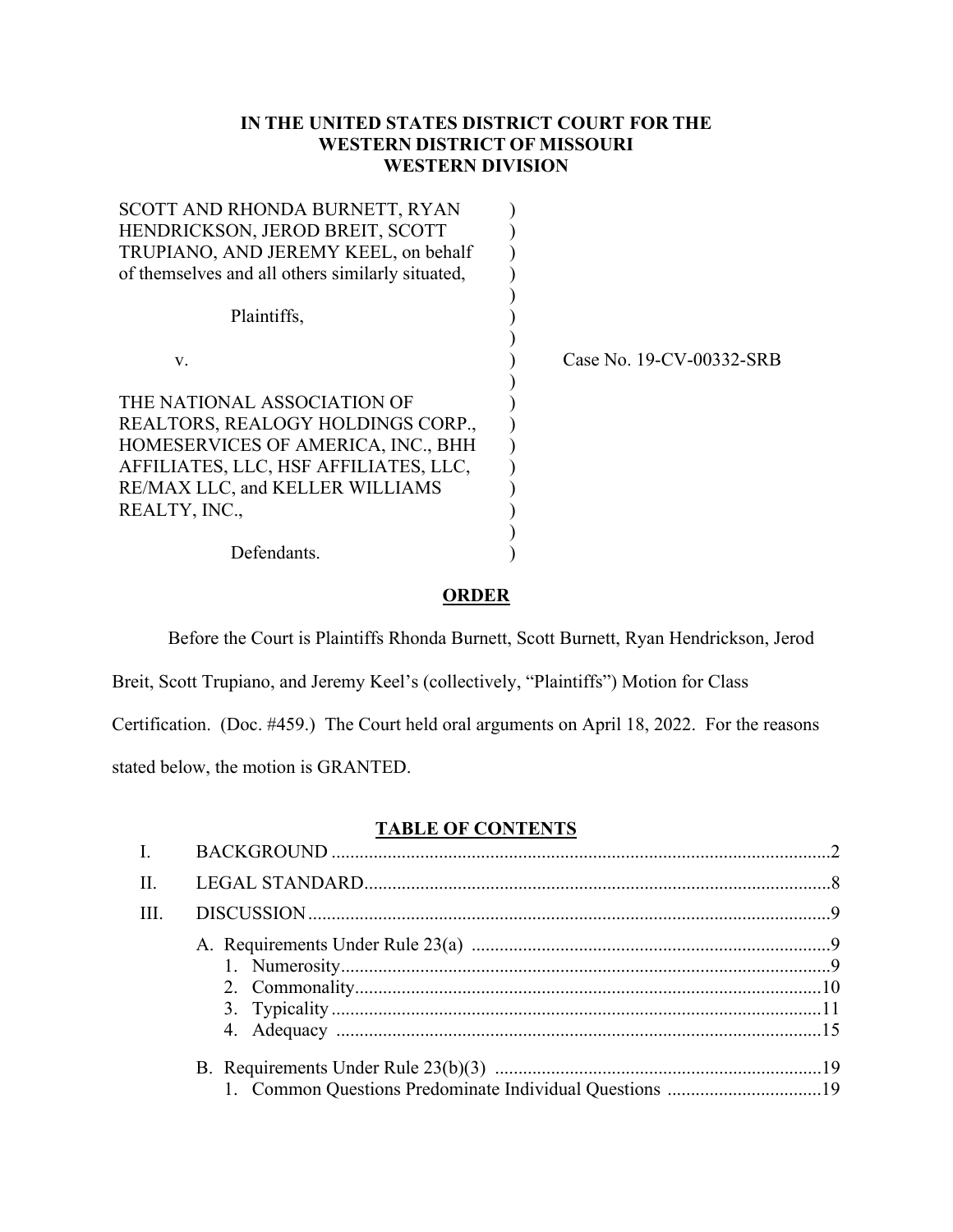# IN THE UNITED STATES DISTRICT COURT FOR THE WESTERN DISTRICT OF MISSOURI WESTERN DIVISION

SCOTT AND RHONDA BURNETT, RYAN HENDRICKSON, JEROD BREIT, SCOTT TRUPIANO, AND JEREMY KEEL, on behalf of themselves and all others similarly situated,

Plaintiffs,

v.

THE NATIONAL ASSOCIATION OF REALTORS, REALOGY HOLDINGS CORP., HOMESERVICES OF AMERICA, INC., BHH AFFILIATES, LLC, HSF AFFILIATES, LLC, RE/MAX LLC, and KELLER WILLIAMS REALTY, INC.,

Defendants.

Case No. 19-CV-00332-SRB

## ORDER

Before the Court is Plaintiffs Rhonda Burnett, Scott Burnett, Ryan Hendrickson, Jerod Breit, Scott Trupiano, and Jeremy Keel's (collectively, "Plaintiffs") Motion for Class Certification. (Doc. #459.) The Court held oral arguments on April 18, 2022. For the reasons stated below, the motion is GRANTED.

## TABLE OF CONTENTS

- I. BACKGROUND .......... 2
- II. LEGAL STANDARD .......... 8
- III. DISCUSSION .......... 9
  - A. Requirements Under Rule 23(a) .......... 9
    1. Numerosity .......... 9
    2. Commonality .......... 10
    3. Typicality .......... 11
    4. Adequacy .......... 15
  - B. Requirements Under Rule 23(b)(3) .......... 19
    1. Common Questions Predominate Individual Questions .......... 19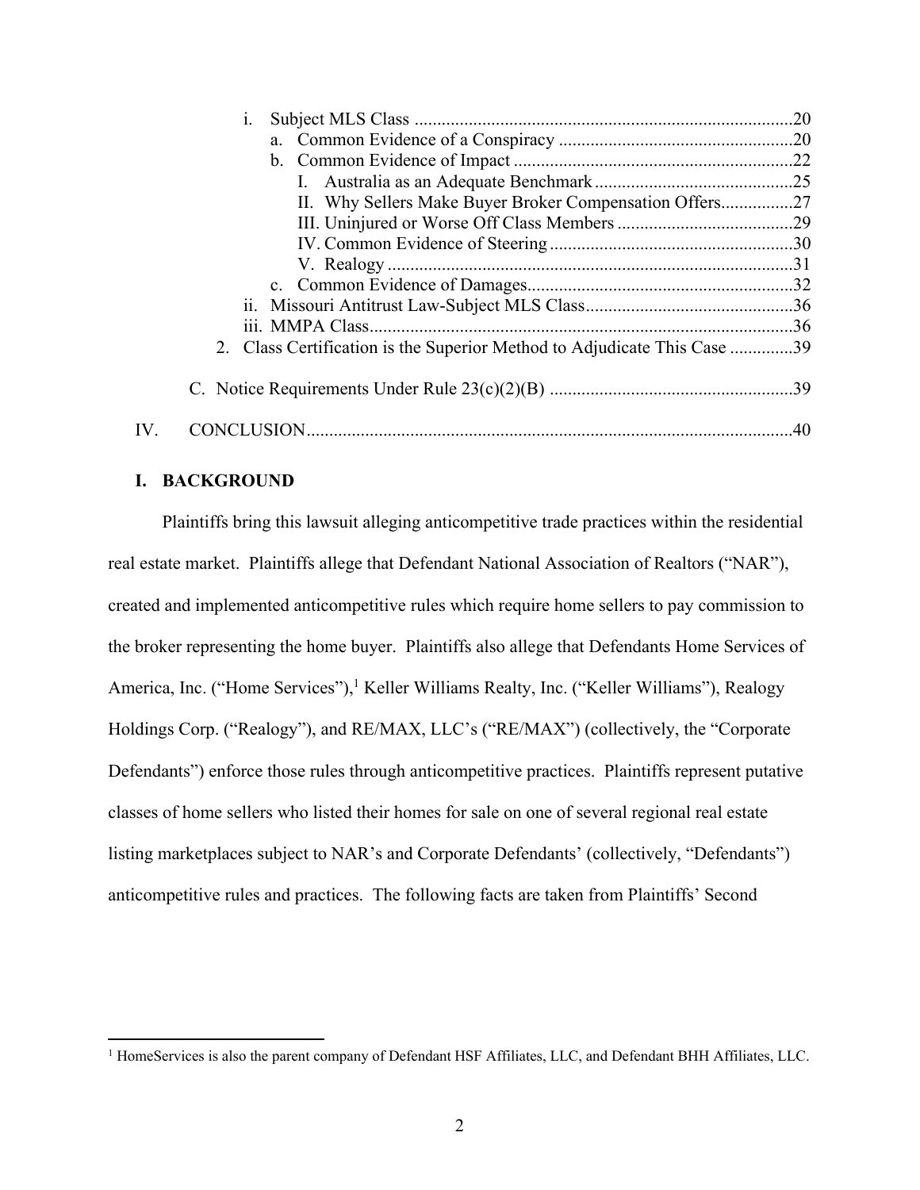i. Subject MLS Class ....................................................................................20

a. Common Evidence of a Conspiracy ....................................................20

b. Common Evidence of Impact ..............................................................22

I. Australia as an Adequate Benchmark ............................................25

II. Why Sellers Make Buyer Broker Compensation Offers................27

III. Uninjured or Worse Off Class Members .......................................29

IV. Common Evidence of Steering......................................................30

V. Realogy ..........................................................................................31

c. Common Evidence of Damages...........................................................32

ii. Missouri Antitrust Law-Subject MLS Class.............................................36

iii. MMPA Class.............................................................................................36

2. Class Certification is the Superior Method to Adjudicate This Case ..............39

C. Notice Requirements Under Rule 23(c)(2)(B) ......................................................39

IV. CONCLUSION...........................................................................................................40

## I. BACKGROUND

Plaintiffs bring this lawsuit alleging anticompetitive trade practices within the residential real estate market. Plaintiffs allege that Defendant National Association of Realtors ("NAR"), created and implemented anticompetitive rules which require home sellers to pay commission to the broker representing the home buyer. Plaintiffs also allege that Defendants Home Services of America, Inc. ("Home Services"),[1] Keller Williams Realty, Inc. ("Keller Williams"), Realogy Holdings Corp. ("Realogy"), and RE/MAX, LLC's ("RE/MAX") (collectively, the "Corporate Defendants") enforce those rules through anticompetitive practices. Plaintiffs represent putative classes of home sellers who listed their homes for sale on one of several regional real estate listing marketplaces subject to NAR's and Corporate Defendants' (collectively, "Defendants") anticompetitive rules and practices. The following facts are taken from Plaintiffs' Second

[1] HomeServices is also the parent company of Defendant HSF Affiliates, LLC, and Defendant BHH Affiliates, LLC.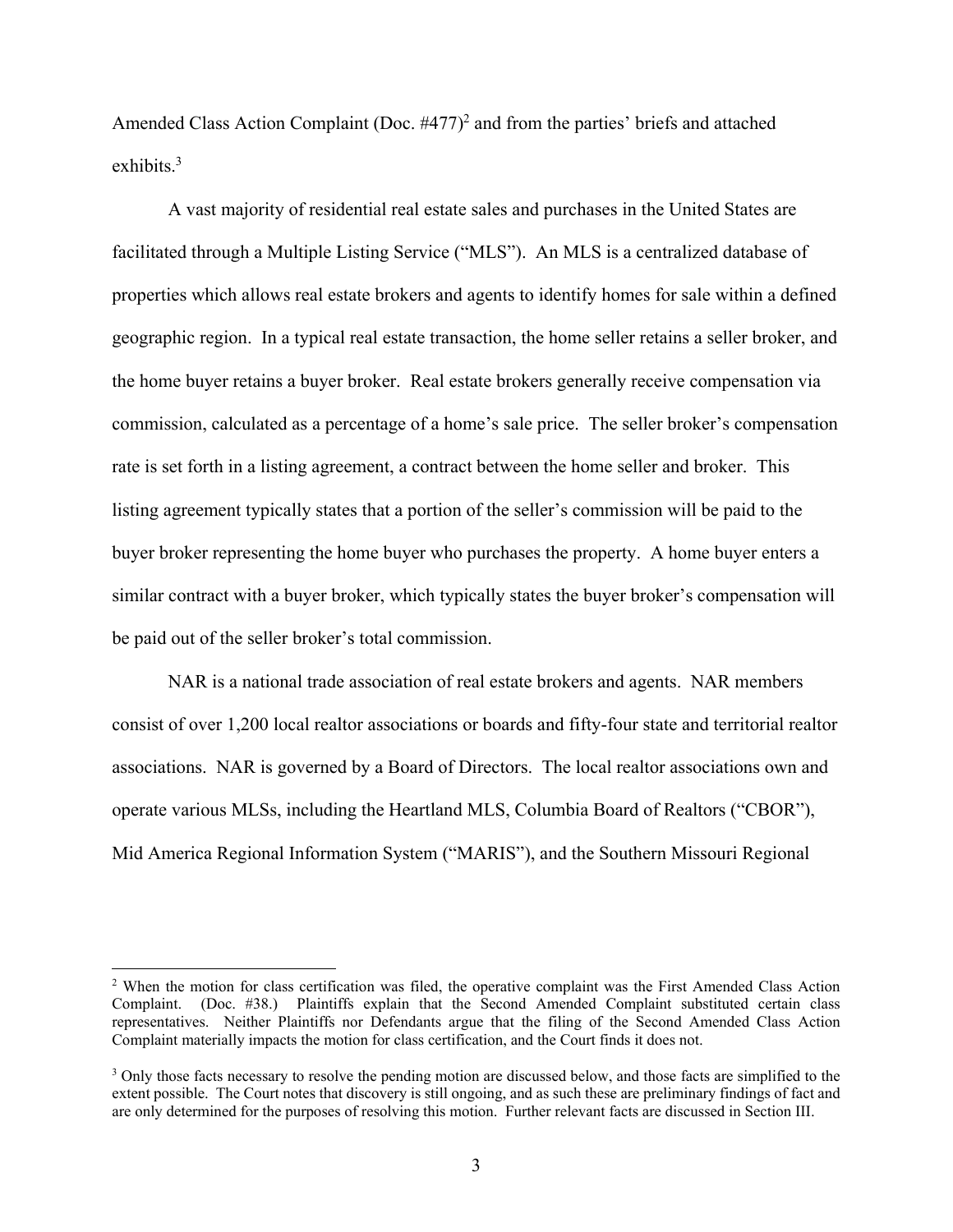Amended Class Action Complaint (Doc. #477)[2] and from the parties' briefs and attached exhibits.[3]

A vast majority of residential real estate sales and purchases in the United States are facilitated through a Multiple Listing Service ("MLS"). An MLS is a centralized database of properties which allows real estate brokers and agents to identify homes for sale within a defined geographic region. In a typical real estate transaction, the home seller retains a seller broker, and the home buyer retains a buyer broker. Real estate brokers generally receive compensation via commission, calculated as a percentage of a home's sale price. The seller broker's compensation rate is set forth in a listing agreement, a contract between the home seller and broker. This listing agreement typically states that a portion of the seller's commission will be paid to the buyer broker representing the home buyer who purchases the property. A home buyer enters a similar contract with a buyer broker, which typically states the buyer broker's compensation will be paid out of the seller broker's total commission.

NAR is a national trade association of real estate brokers and agents. NAR members consist of over 1,200 local realtor associations or boards and fifty-four state and territorial realtor associations. NAR is governed by a Board of Directors. The local realtor associations own and operate various MLSs, including the Heartland MLS, Columbia Board of Realtors ("CBOR"), Mid America Regional Information System ("MARIS"), and the Southern Missouri Regional

---

[2] When the motion for class certification was filed, the operative complaint was the First Amended Class Action Complaint. (Doc. #38.) Plaintiffs explain that the Second Amended Complaint substituted certain class representatives. Neither Plaintiffs nor Defendants argue that the filing of the Second Amended Class Action Complaint materially impacts the motion for class certification, and the Court finds it does not.

[3] Only those facts necessary to resolve the pending motion are discussed below, and those facts are simplified to the extent possible. The Court notes that discovery is still ongoing, and as such these are preliminary findings of fact and are only determined for the purposes of resolving this motion. Further relevant facts are discussed in Section III.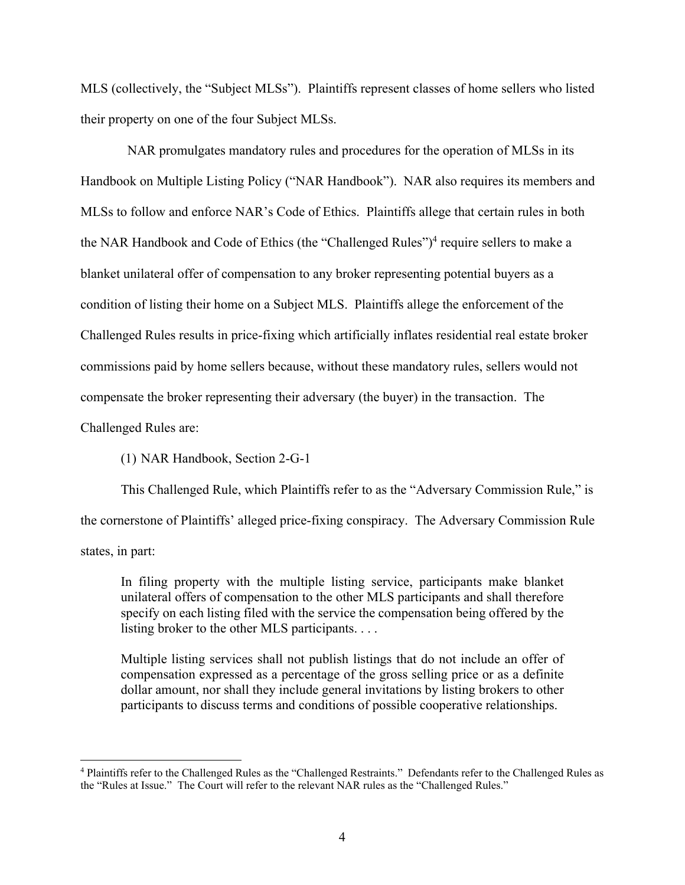MLS (collectively, the "Subject MLSs"). Plaintiffs represent classes of home sellers who listed their property on one of the four Subject MLSs.

NAR promulgates mandatory rules and procedures for the operation of MLSs in its Handbook on Multiple Listing Policy ("NAR Handbook"). NAR also requires its members and MLSs to follow and enforce NAR's Code of Ethics. Plaintiffs allege that certain rules in both the NAR Handbook and Code of Ethics (the "Challenged Rules")[4] require sellers to make a blanket unilateral offer of compensation to any broker representing potential buyers as a condition of listing their home on a Subject MLS. Plaintiffs allege the enforcement of the Challenged Rules results in price-fixing which artificially inflates residential real estate broker commissions paid by home sellers because, without these mandatory rules, sellers would not compensate the broker representing their adversary (the buyer) in the transaction. The Challenged Rules are:

(1) NAR Handbook, Section 2-G-1

This Challenged Rule, which Plaintiffs refer to as the "Adversary Commission Rule," is the cornerstone of Plaintiffs' alleged price-fixing conspiracy. The Adversary Commission Rule states, in part:

> In filing property with the multiple listing service, participants make blanket unilateral offers of compensation to the other MLS participants and shall therefore specify on each listing filed with the service the compensation being offered by the listing broker to the other MLS participants. . . .
>
> Multiple listing services shall not publish listings that do not include an offer of compensation expressed as a percentage of the gross selling price or as a definite dollar amount, nor shall they include general invitations by listing brokers to other participants to discuss terms and conditions of possible cooperative relationships.

[4] Plaintiffs refer to the Challenged Rules as the "Challenged Restraints." Defendants refer to the Challenged Rules as the "Rules at Issue." The Court will refer to the relevant NAR rules as the "Challenged Rules."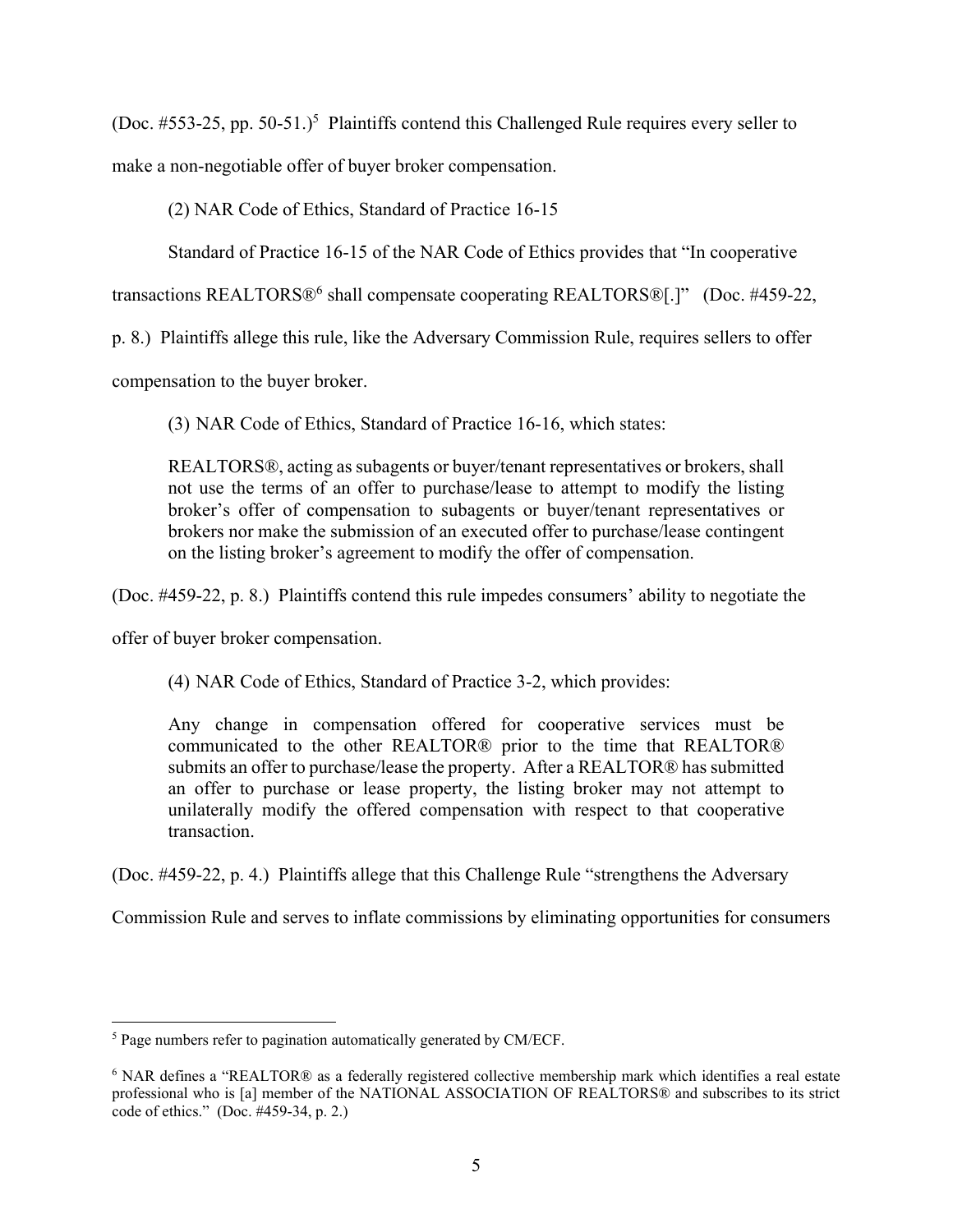(Doc. #553-25, pp. 50-51.)[5] Plaintiffs contend this Challenged Rule requires every seller to make a non-negotiable offer of buyer broker compensation.

(2) NAR Code of Ethics, Standard of Practice 16-15

Standard of Practice 16-15 of the NAR Code of Ethics provides that "In cooperative transactions REALTORS®[6] shall compensate cooperating REALTORS®[.]" (Doc. #459-22, p. 8.) Plaintiffs allege this rule, like the Adversary Commission Rule, requires sellers to offer compensation to the buyer broker.

(3) NAR Code of Ethics, Standard of Practice 16-16, which states:

> REALTORS®, acting as subagents or buyer/tenant representatives or brokers, shall not use the terms of an offer to purchase/lease to attempt to modify the listing broker's offer of compensation to subagents or buyer/tenant representatives or brokers nor make the submission of an executed offer to purchase/lease contingent on the listing broker's agreement to modify the offer of compensation.

(Doc. #459-22, p. 8.) Plaintiffs contend this rule impedes consumers' ability to negotiate the offer of buyer broker compensation.

(4) NAR Code of Ethics, Standard of Practice 3-2, which provides:

> Any change in compensation offered for cooperative services must be communicated to the other REALTOR® prior to the time that REALTOR® submits an offer to purchase/lease the property. After a REALTOR® has submitted an offer to purchase or lease property, the listing broker may not attempt to unilaterally modify the offered compensation with respect to that cooperative transaction.

(Doc. #459-22, p. 4.) Plaintiffs allege that this Challenge Rule "strengthens the Adversary Commission Rule and serves to inflate commissions by eliminating opportunities for consumers

---

[5] Page numbers refer to pagination automatically generated by CM/ECF.

[6] NAR defines a "REALTOR® as a federally registered collective membership mark which identifies a real estate professional who is [a] member of the NATIONAL ASSOCIATION OF REALTORS® and subscribes to its strict code of ethics." (Doc. #459-34, p. 2.)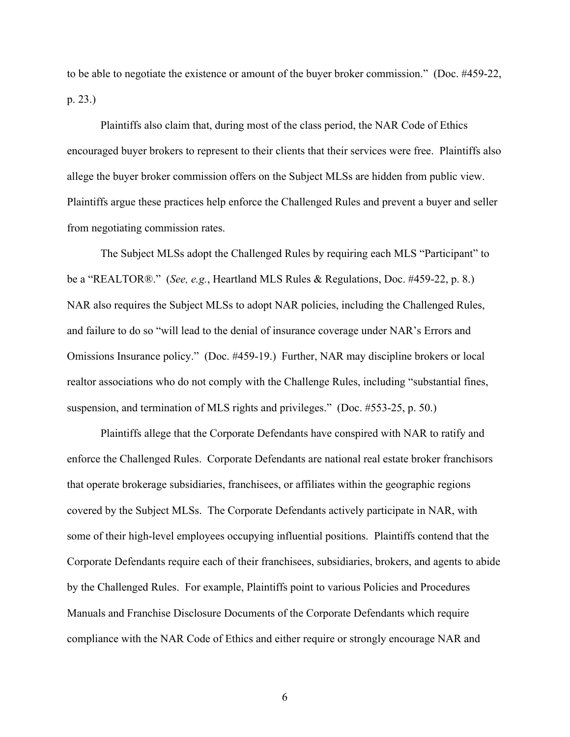to be able to negotiate the existence or amount of the buyer broker commission." (Doc. #459-22, p. 23.)

Plaintiffs also claim that, during most of the class period, the NAR Code of Ethics encouraged buyer brokers to represent to their clients that their services were free. Plaintiffs also allege the buyer broker commission offers on the Subject MLSs are hidden from public view. Plaintiffs argue these practices help enforce the Challenged Rules and prevent a buyer and seller from negotiating commission rates.

The Subject MLSs adopt the Challenged Rules by requiring each MLS "Participant" to be a "REALTOR®." (*See, e.g.*, Heartland MLS Rules & Regulations, Doc. #459-22, p. 8.) NAR also requires the Subject MLSs to adopt NAR policies, including the Challenged Rules, and failure to do so "will lead to the denial of insurance coverage under NAR's Errors and Omissions Insurance policy." (Doc. #459-19.) Further, NAR may discipline brokers or local realtor associations who do not comply with the Challenge Rules, including "substantial fines, suspension, and termination of MLS rights and privileges." (Doc. #553-25, p. 50.)

Plaintiffs allege that the Corporate Defendants have conspired with NAR to ratify and enforce the Challenged Rules. Corporate Defendants are national real estate broker franchisors that operate brokerage subsidiaries, franchisees, or affiliates within the geographic regions covered by the Subject MLSs. The Corporate Defendants actively participate in NAR, with some of their high-level employees occupying influential positions. Plaintiffs contend that the Corporate Defendants require each of their franchisees, subsidiaries, brokers, and agents to abide by the Challenged Rules. For example, Plaintiffs point to various Policies and Procedures Manuals and Franchise Disclosure Documents of the Corporate Defendants which require compliance with the NAR Code of Ethics and either require or strongly encourage NAR and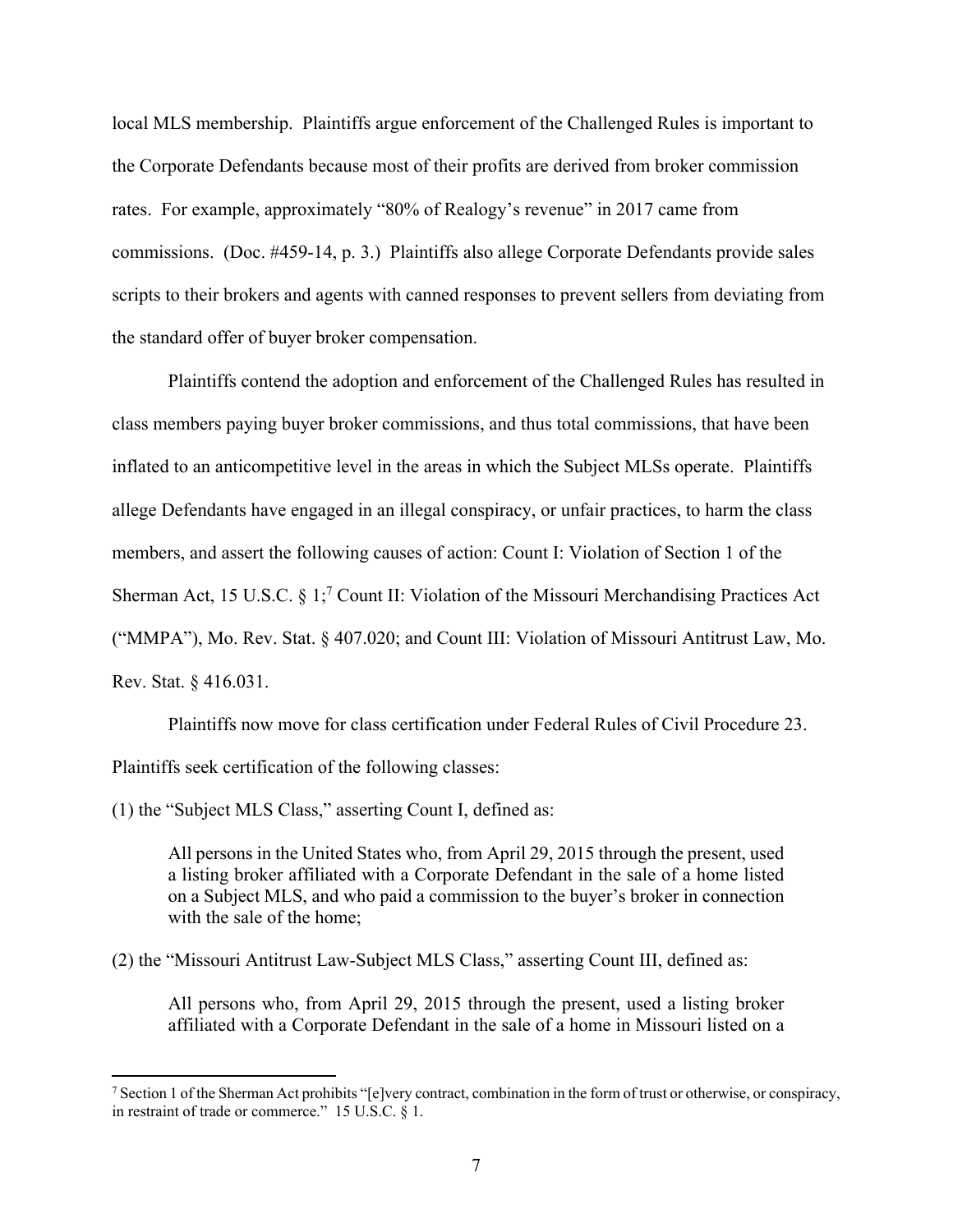local MLS membership. Plaintiffs argue enforcement of the Challenged Rules is important to the Corporate Defendants because most of their profits are derived from broker commission rates. For example, approximately "80% of Realogy's revenue" in 2017 came from commissions. (Doc. #459-14, p. 3.) Plaintiffs also allege Corporate Defendants provide sales scripts to their brokers and agents with canned responses to prevent sellers from deviating from the standard offer of buyer broker compensation.

Plaintiffs contend the adoption and enforcement of the Challenged Rules has resulted in class members paying buyer broker commissions, and thus total commissions, that have been inflated to an anticompetitive level in the areas in which the Subject MLSs operate. Plaintiffs allege Defendants have engaged in an illegal conspiracy, or unfair practices, to harm the class members, and assert the following causes of action: Count I: Violation of Section 1 of the Sherman Act, 15 U.S.C. § 1;[7] Count II: Violation of the Missouri Merchandising Practices Act ("MMPA"), Mo. Rev. Stat. § 407.020; and Count III: Violation of Missouri Antitrust Law, Mo. Rev. Stat. § 416.031.

Plaintiffs now move for class certification under Federal Rules of Civil Procedure 23. Plaintiffs seek certification of the following classes:

(1) the "Subject MLS Class," asserting Count I, defined as:

> All persons in the United States who, from April 29, 2015 through the present, used a listing broker affiliated with a Corporate Defendant in the sale of a home listed on a Subject MLS, and who paid a commission to the buyer's broker in connection with the sale of the home;

(2) the "Missouri Antitrust Law-Subject MLS Class," asserting Count III, defined as:

> All persons who, from April 29, 2015 through the present, used a listing broker affiliated with a Corporate Defendant in the sale of a home in Missouri listed on a

---

[7] Section 1 of the Sherman Act prohibits "[e]very contract, combination in the form of trust or otherwise, or conspiracy, in restraint of trade or commerce." 15 U.S.C. § 1.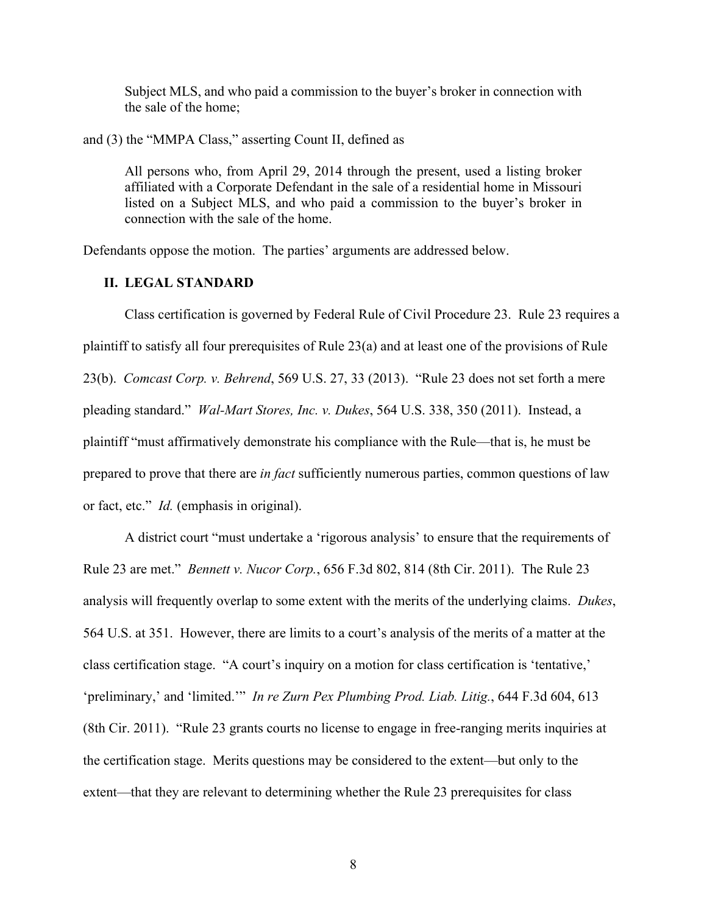> Subject MLS, and who paid a commission to the buyer's broker in connection with the sale of the home;

and (3) the "MMPA Class," asserting Count II, defined as

> All persons who, from April 29, 2014 through the present, used a listing broker affiliated with a Corporate Defendant in the sale of a residential home in Missouri listed on a Subject MLS, and who paid a commission to the buyer's broker in connection with the sale of the home.

Defendants oppose the motion. The parties' arguments are addressed below.

## II. LEGAL STANDARD

Class certification is governed by Federal Rule of Civil Procedure 23. Rule 23 requires a plaintiff to satisfy all four prerequisites of Rule 23(a) and at least one of the provisions of Rule 23(b). *Comcast Corp. v. Behrend*, 569 U.S. 27, 33 (2013). "Rule 23 does not set forth a mere pleading standard." *Wal-Mart Stores, Inc. v. Dukes*, 564 U.S. 338, 350 (2011). Instead, a plaintiff "must affirmatively demonstrate his compliance with the Rule—that is, he must be prepared to prove that there are *in fact* sufficiently numerous parties, common questions of law or fact, etc." *Id.* (emphasis in original).

A district court "must undertake a 'rigorous analysis' to ensure that the requirements of Rule 23 are met." *Bennett v. Nucor Corp.*, 656 F.3d 802, 814 (8th Cir. 2011). The Rule 23 analysis will frequently overlap to some extent with the merits of the underlying claims. *Dukes*, 564 U.S. at 351. However, there are limits to a court's analysis of the merits of a matter at the class certification stage. "A court's inquiry on a motion for class certification is 'tentative,' 'preliminary,' and 'limited.'" *In re Zurn Pex Plumbing Prod. Liab. Litig.*, 644 F.3d 604, 613 (8th Cir. 2011). "Rule 23 grants courts no license to engage in free-ranging merits inquiries at the certification stage. Merits questions may be considered to the extent—but only to the extent—that they are relevant to determining whether the Rule 23 prerequisites for class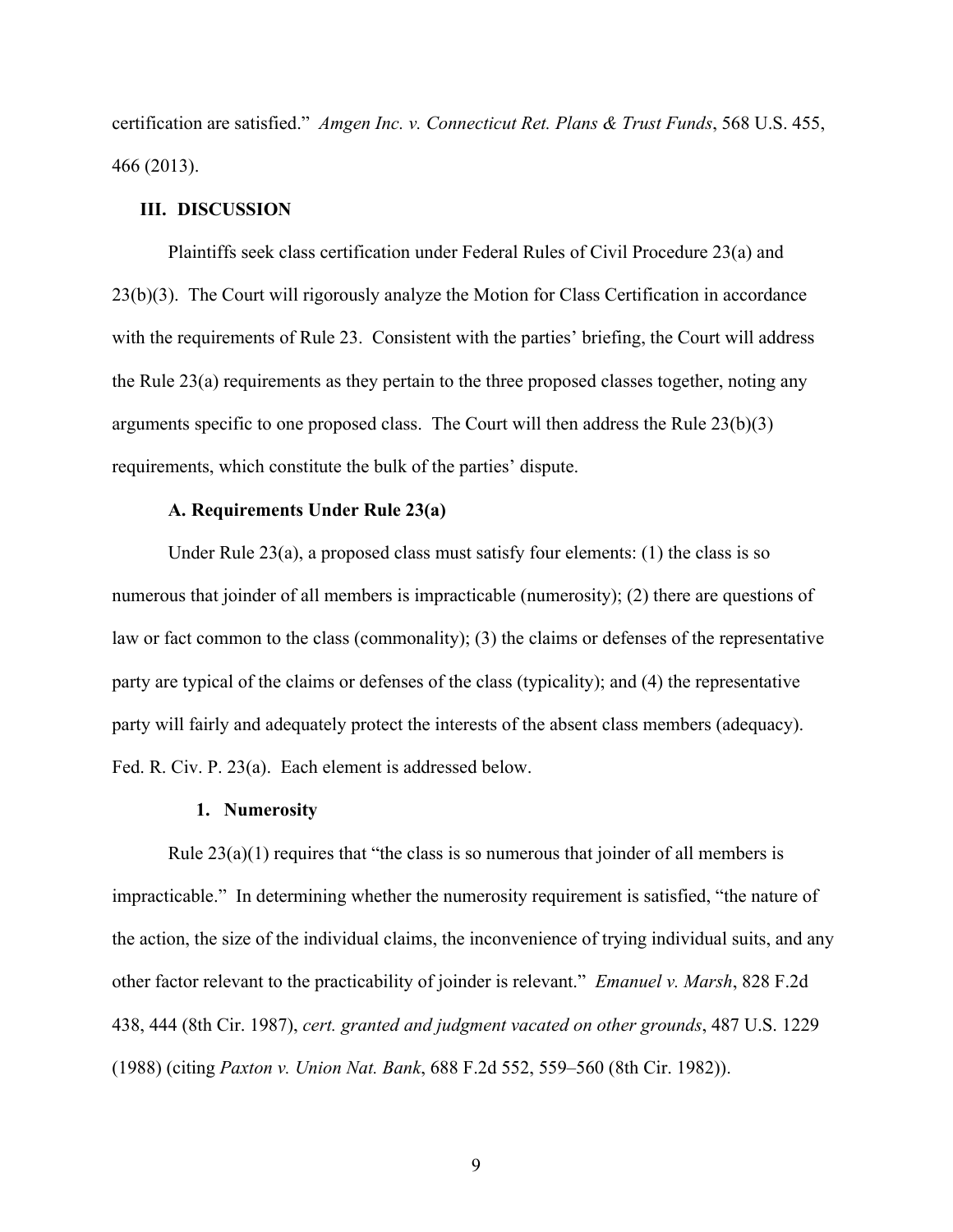certification are satisfied." *Amgen Inc. v. Connecticut Ret. Plans & Trust Funds*, 568 U.S. 455, 466 (2013).

## III. DISCUSSION

Plaintiffs seek class certification under Federal Rules of Civil Procedure 23(a) and 23(b)(3). The Court will rigorously analyze the Motion for Class Certification in accordance with the requirements of Rule 23. Consistent with the parties' briefing, the Court will address the Rule 23(a) requirements as they pertain to the three proposed classes together, noting any arguments specific to one proposed class. The Court will then address the Rule 23(b)(3) requirements, which constitute the bulk of the parties' dispute.

### A. Requirements Under Rule 23(a)

Under Rule 23(a), a proposed class must satisfy four elements: (1) the class is so numerous that joinder of all members is impracticable (numerosity); (2) there are questions of law or fact common to the class (commonality); (3) the claims or defenses of the representative party are typical of the claims or defenses of the class (typicality); and (4) the representative party will fairly and adequately protect the interests of the absent class members (adequacy). Fed. R. Civ. P. 23(a). Each element is addressed below.

#### 1. Numerosity

Rule 23(a)(1) requires that "the class is so numerous that joinder of all members is impracticable." In determining whether the numerosity requirement is satisfied, "the nature of the action, the size of the individual claims, the inconvenience of trying individual suits, and any other factor relevant to the practicability of joinder is relevant." *Emanuel v. Marsh*, 828 F.2d 438, 444 (8th Cir. 1987), *cert. granted and judgment vacated on other grounds*, 487 U.S. 1229 (1988) (citing *Paxton v. Union Nat. Bank*, 688 F.2d 552, 559–560 (8th Cir. 1982)).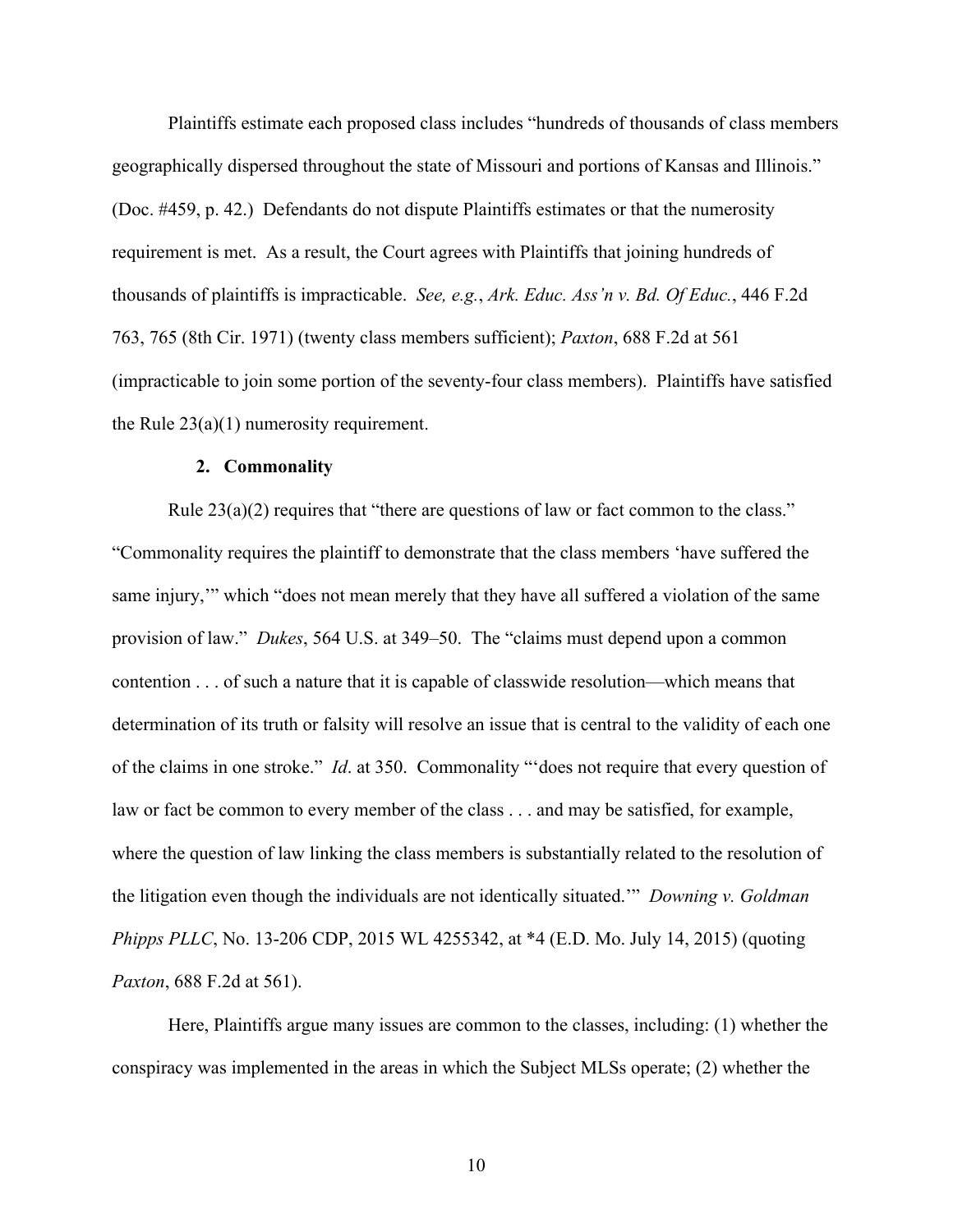Plaintiffs estimate each proposed class includes "hundreds of thousands of class members geographically dispersed throughout the state of Missouri and portions of Kansas and Illinois." (Doc. #459, p. 42.) Defendants do not dispute Plaintiffs estimates or that the numerosity requirement is met. As a result, the Court agrees with Plaintiffs that joining hundreds of thousands of plaintiffs is impracticable. *See, e.g.*, *Ark. Educ. Ass'n v. Bd. Of Educ.*, 446 F.2d 763, 765 (8th Cir. 1971) (twenty class members sufficient); *Paxton*, 688 F.2d at 561 (impracticable to join some portion of the seventy-four class members). Plaintiffs have satisfied the Rule 23(a)(1) numerosity requirement.

### 2. Commonality

Rule 23(a)(2) requires that "there are questions of law or fact common to the class." "Commonality requires the plaintiff to demonstrate that the class members 'have suffered the same injury,'" which "does not mean merely that they have all suffered a violation of the same provision of law." *Dukes*, 564 U.S. at 349–50. The "claims must depend upon a common contention . . . of such a nature that it is capable of classwide resolution—which means that determination of its truth or falsity will resolve an issue that is central to the validity of each one of the claims in one stroke." *Id*. at 350. Commonality "'does not require that every question of law or fact be common to every member of the class . . . and may be satisfied, for example, where the question of law linking the class members is substantially related to the resolution of the litigation even though the individuals are not identically situated.'" *Downing v. Goldman Phipps PLLC*, No. 13-206 CDP, 2015 WL 4255342, at *4 (E.D. Mo. July 14, 2015) (quoting *Paxton*, 688 F.2d at 561).

Here, Plaintiffs argue many issues are common to the classes, including: (1) whether the conspiracy was implemented in the areas in which the Subject MLSs operate; (2) whether the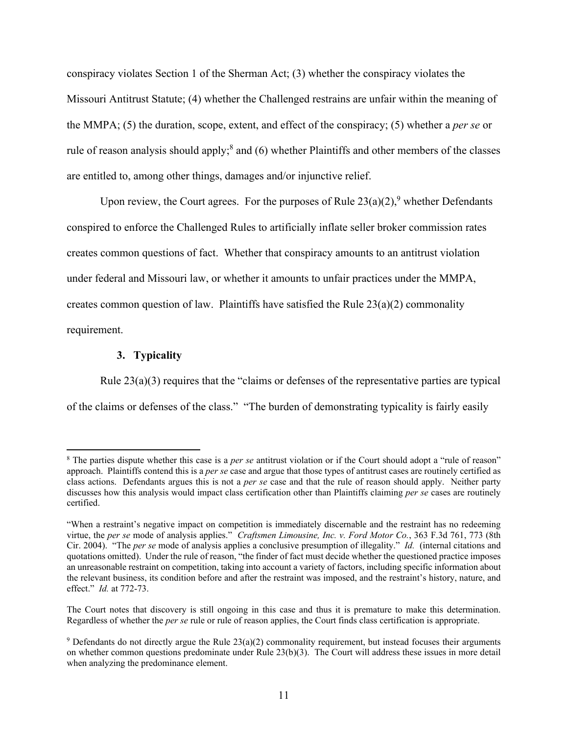conspiracy violates Section 1 of the Sherman Act; (3) whether the conspiracy violates the Missouri Antitrust Statute; (4) whether the Challenged restrains are unfair within the meaning of the MMPA; (5) the duration, scope, extent, and effect of the conspiracy; (5) whether a *per se* or rule of reason analysis should apply;[8] and (6) whether Plaintiffs and other members of the classes are entitled to, among other things, damages and/or injunctive relief.

Upon review, the Court agrees. For the purposes of Rule 23(a)(2),[9] whether Defendants conspired to enforce the Challenged Rules to artificially inflate seller broker commission rates creates common questions of fact. Whether that conspiracy amounts to an antitrust violation under federal and Missouri law, or whether it amounts to unfair practices under the MMPA, creates common question of law. Plaintiffs have satisfied the Rule 23(a)(2) commonality requirement.

### 3. Typicality

Rule 23(a)(3) requires that the "claims or defenses of the representative parties are typical of the claims or defenses of the class." "The burden of demonstrating typicality is fairly easily

---

[8] The parties dispute whether this case is a *per se* antitrust violation or if the Court should adopt a "rule of reason" approach. Plaintiffs contend this is a *per se* case and argue that those types of antitrust cases are routinely certified as class actions. Defendants argues this is not a *per se* case and that the rule of reason should apply. Neither party discusses how this analysis would impact class certification other than Plaintiffs claiming *per se* cases are routinely certified.

"When a restraint's negative impact on competition is immediately discernable and the restraint has no redeeming virtue, the *per se* mode of analysis applies." *Craftsmen Limousine, Inc. v. Ford Motor Co.*, 363 F.3d 761, 773 (8th Cir. 2004). "The *per se* mode of analysis applies a conclusive presumption of illegality." *Id.* (internal citations and quotations omitted). Under the rule of reason, "the finder of fact must decide whether the questioned practice imposes an unreasonable restraint on competition, taking into account a variety of factors, including specific information about the relevant business, its condition before and after the restraint was imposed, and the restraint's history, nature, and effect." *Id.* at 772-73.

The Court notes that discovery is still ongoing in this case and thus it is premature to make this determination. Regardless of whether the *per se* rule or rule of reason applies, the Court finds class certification is appropriate.

[9] Defendants do not directly argue the Rule 23(a)(2) commonality requirement, but instead focuses their arguments on whether common questions predominate under Rule 23(b)(3). The Court will address these issues in more detail when analyzing the predominance element.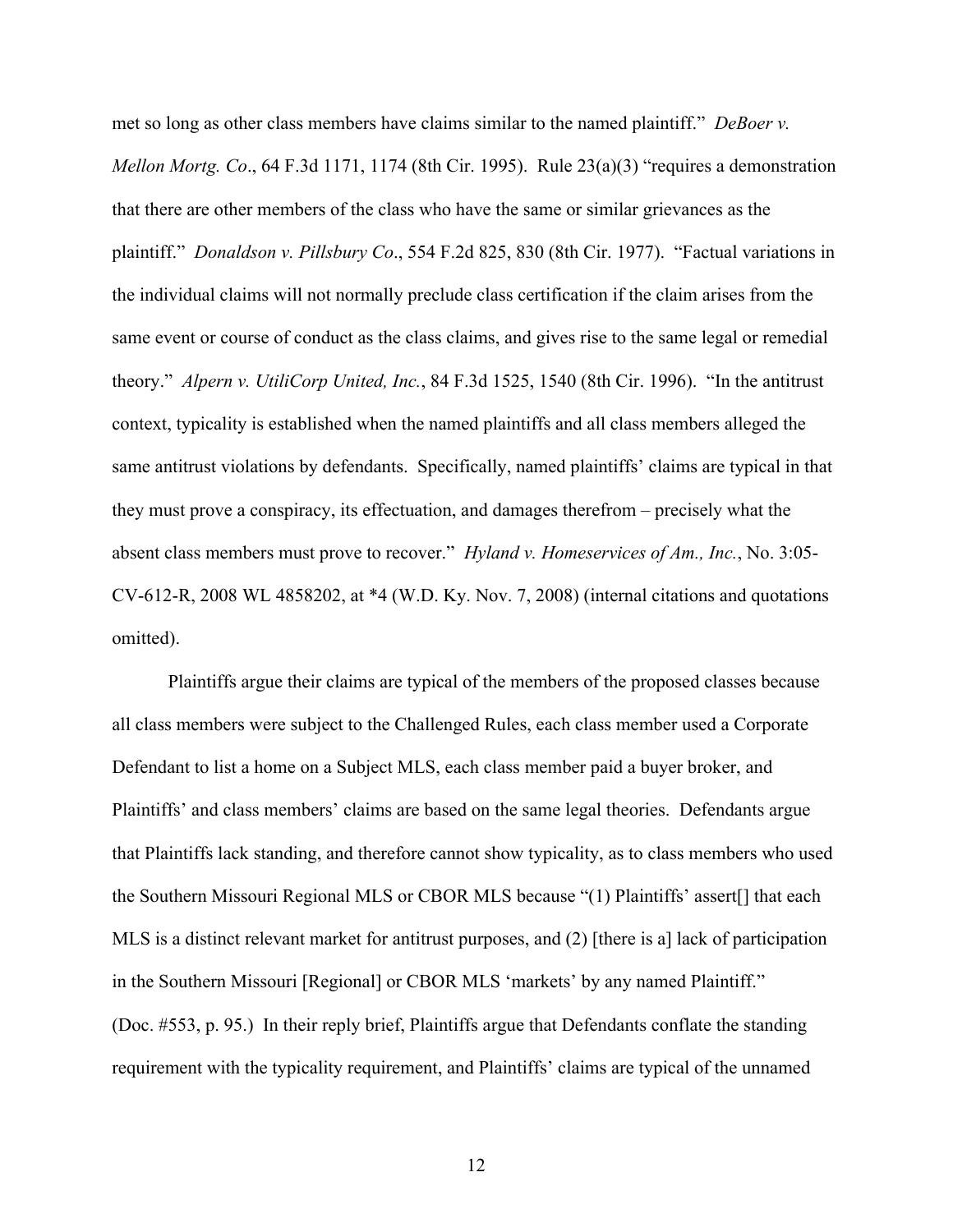met so long as other class members have claims similar to the named plaintiff." *DeBoer v. Mellon Mortg. Co*., 64 F.3d 1171, 1174 (8th Cir. 1995). Rule 23(a)(3) "requires a demonstration that there are other members of the class who have the same or similar grievances as the plaintiff." *Donaldson v. Pillsbury Co*., 554 F.2d 825, 830 (8th Cir. 1977). "Factual variations in the individual claims will not normally preclude class certification if the claim arises from the same event or course of conduct as the class claims, and gives rise to the same legal or remedial theory." *Alpern v. UtiliCorp United, Inc.*, 84 F.3d 1525, 1540 (8th Cir. 1996). "In the antitrust context, typicality is established when the named plaintiffs and all class members alleged the same antitrust violations by defendants. Specifically, named plaintiffs' claims are typical in that they must prove a conspiracy, its effectuation, and damages therefrom – precisely what the absent class members must prove to recover." *Hyland v. Homeservices of Am., Inc.*, No. 3:05-CV-612-R, 2008 WL 4858202, at *4 (W.D. Ky. Nov. 7, 2008) (internal citations and quotations omitted).

Plaintiffs argue their claims are typical of the members of the proposed classes because all class members were subject to the Challenged Rules, each class member used a Corporate Defendant to list a home on a Subject MLS, each class member paid a buyer broker, and Plaintiffs' and class members' claims are based on the same legal theories. Defendants argue that Plaintiffs lack standing, and therefore cannot show typicality, as to class members who used the Southern Missouri Regional MLS or CBOR MLS because "(1) Plaintiffs' assert[] that each MLS is a distinct relevant market for antitrust purposes, and (2) [there is a] lack of participation in the Southern Missouri [Regional] or CBOR MLS 'markets' by any named Plaintiff." (Doc. #553, p. 95.) In their reply brief, Plaintiffs argue that Defendants conflate the standing requirement with the typicality requirement, and Plaintiffs' claims are typical of the unnamed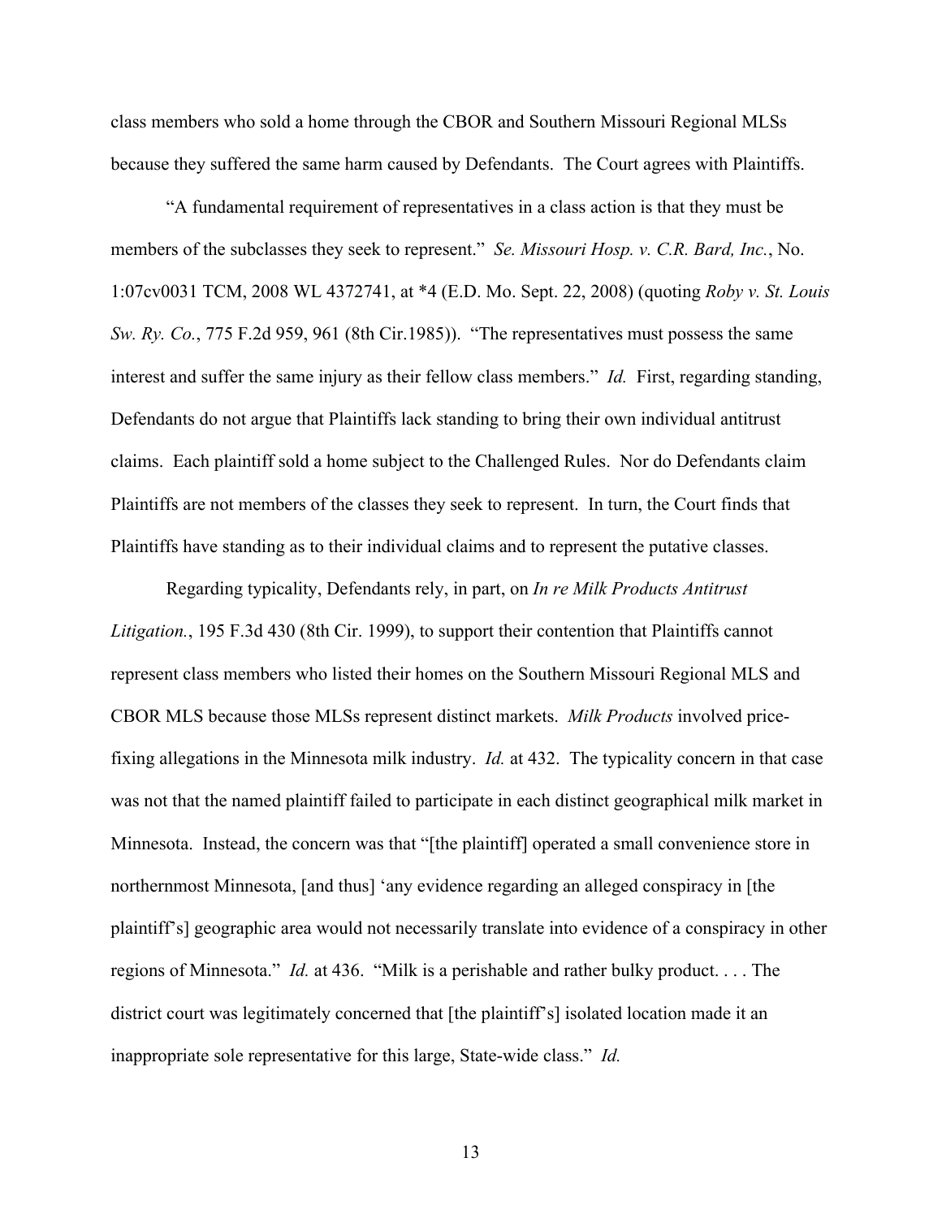class members who sold a home through the CBOR and Southern Missouri Regional MLSs because they suffered the same harm caused by Defendants. The Court agrees with Plaintiffs.

"A fundamental requirement of representatives in a class action is that they must be members of the subclasses they seek to represent." *Se. Missouri Hosp. v. C.R. Bard, Inc.*, No. 1:07cv0031 TCM, 2008 WL 4372741, at *4 (E.D. Mo. Sept. 22, 2008) (quoting *Roby v. St. Louis Sw. Ry. Co.*, 775 F.2d 959, 961 (8th Cir.1985)). "The representatives must possess the same interest and suffer the same injury as their fellow class members." *Id.* First, regarding standing, Defendants do not argue that Plaintiffs lack standing to bring their own individual antitrust claims. Each plaintiff sold a home subject to the Challenged Rules. Nor do Defendants claim Plaintiffs are not members of the classes they seek to represent. In turn, the Court finds that Plaintiffs have standing as to their individual claims and to represent the putative classes.

Regarding typicality, Defendants rely, in part, on *In re Milk Products Antitrust Litigation.*, 195 F.3d 430 (8th Cir. 1999), to support their contention that Plaintiffs cannot represent class members who listed their homes on the Southern Missouri Regional MLS and CBOR MLS because those MLSs represent distinct markets. *Milk Products* involved price-fixing allegations in the Minnesota milk industry. *Id.* at 432. The typicality concern in that case was not that the named plaintiff failed to participate in each distinct geographical milk market in Minnesota. Instead, the concern was that "[the plaintiff] operated a small convenience store in northernmost Minnesota, [and thus] 'any evidence regarding an alleged conspiracy in [the plaintiff's] geographic area would not necessarily translate into evidence of a conspiracy in other regions of Minnesota." *Id.* at 436. "Milk is a perishable and rather bulky product. . . . The district court was legitimately concerned that [the plaintiff's] isolated location made it an inappropriate sole representative for this large, State-wide class." *Id.*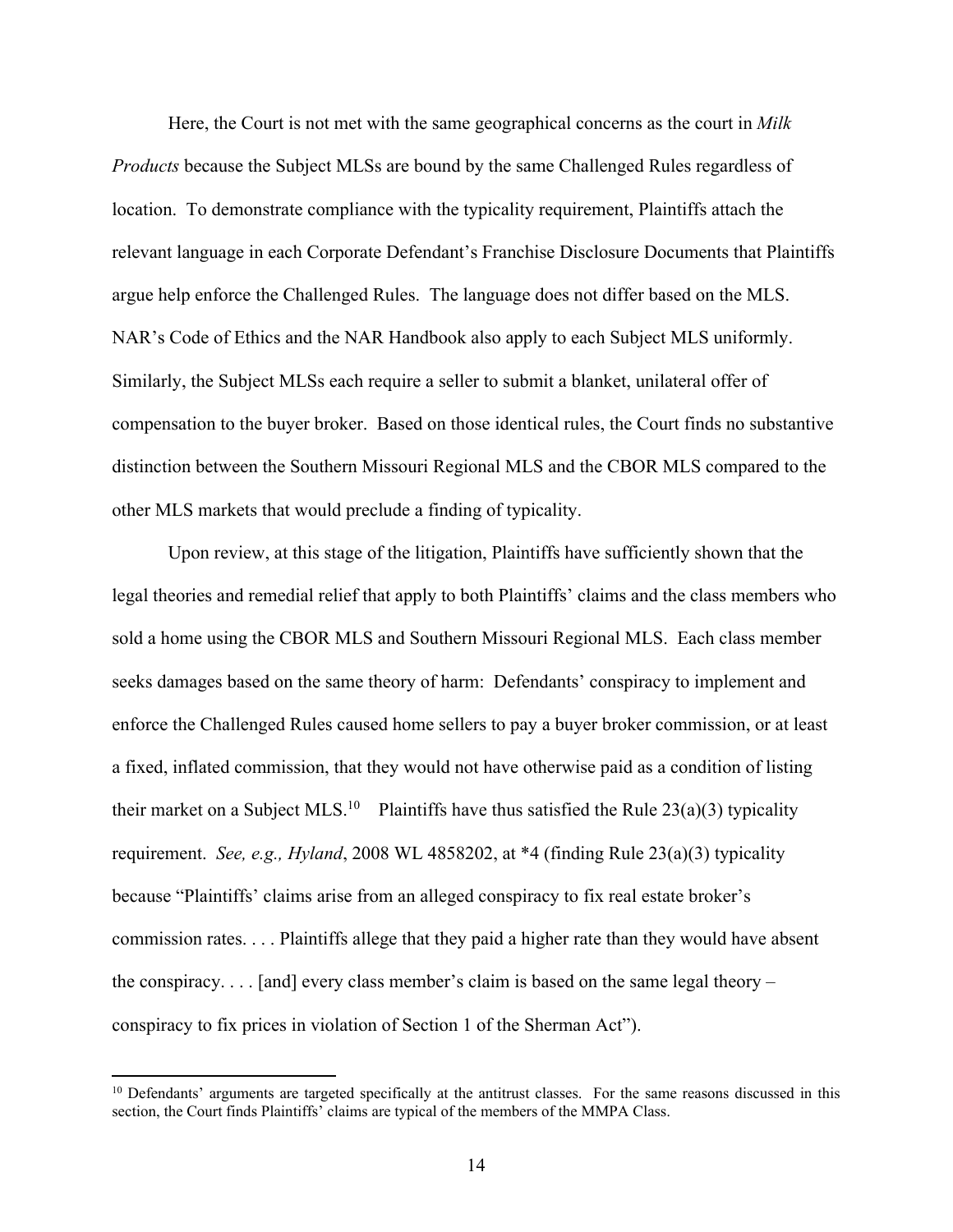Here, the Court is not met with the same geographical concerns as the court in *Milk Products* because the Subject MLSs are bound by the same Challenged Rules regardless of location. To demonstrate compliance with the typicality requirement, Plaintiffs attach the relevant language in each Corporate Defendant's Franchise Disclosure Documents that Plaintiffs argue help enforce the Challenged Rules. The language does not differ based on the MLS. NAR's Code of Ethics and the NAR Handbook also apply to each Subject MLS uniformly. Similarly, the Subject MLSs each require a seller to submit a blanket, unilateral offer of compensation to the buyer broker. Based on those identical rules, the Court finds no substantive distinction between the Southern Missouri Regional MLS and the CBOR MLS compared to the other MLS markets that would preclude a finding of typicality.

Upon review, at this stage of the litigation, Plaintiffs have sufficiently shown that the legal theories and remedial relief that apply to both Plaintiffs' claims and the class members who sold a home using the CBOR MLS and Southern Missouri Regional MLS. Each class member seeks damages based on the same theory of harm: Defendants' conspiracy to implement and enforce the Challenged Rules caused home sellers to pay a buyer broker commission, or at least a fixed, inflated commission, that they would not have otherwise paid as a condition of listing their market on a Subject MLS.[10] Plaintiffs have thus satisfied the Rule 23(a)(3) typicality requirement. *See, e.g., Hyland*, 2008 WL 4858202, at *4 (finding Rule 23(a)(3) typicality because "Plaintiffs' claims arise from an alleged conspiracy to fix real estate broker's commission rates. . . . Plaintiffs allege that they paid a higher rate than they would have absent the conspiracy. . . . [and] every class member's claim is based on the same legal theory – conspiracy to fix prices in violation of Section 1 of the Sherman Act").

---

[10] Defendants' arguments are targeted specifically at the antitrust classes. For the same reasons discussed in this section, the Court finds Plaintiffs' claims are typical of the members of the MMPA Class.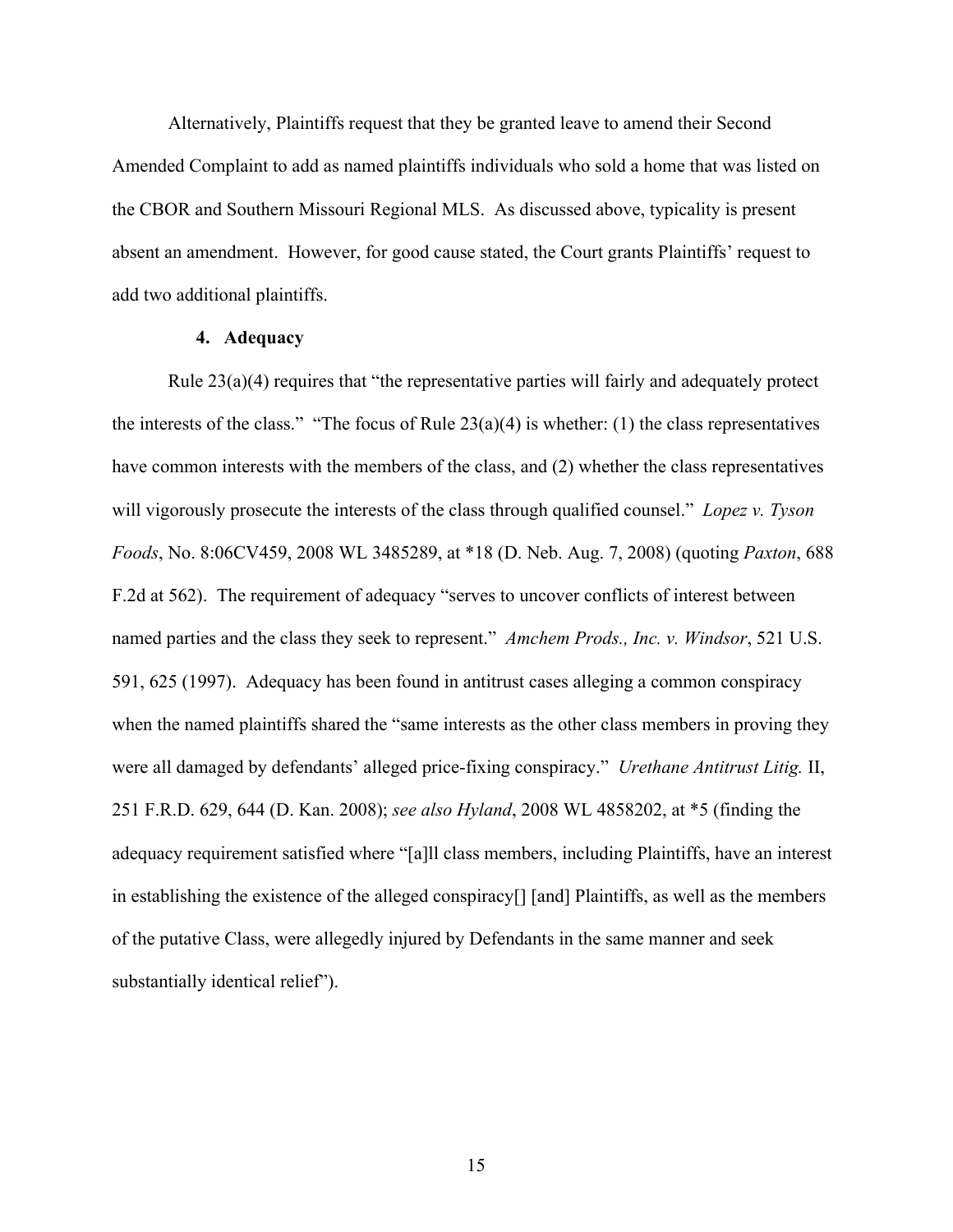Alternatively, Plaintiffs request that they be granted leave to amend their Second Amended Complaint to add as named plaintiffs individuals who sold a home that was listed on the CBOR and Southern Missouri Regional MLS. As discussed above, typicality is present absent an amendment. However, for good cause stated, the Court grants Plaintiffs' request to add two additional plaintiffs.

#### 4. Adequacy

Rule 23(a)(4) requires that "the representative parties will fairly and adequately protect the interests of the class." "The focus of Rule 23(a)(4) is whether: (1) the class representatives have common interests with the members of the class, and (2) whether the class representatives will vigorously prosecute the interests of the class through qualified counsel." *Lopez v. Tyson Foods*, No. 8:06CV459, 2008 WL 3485289, at *18 (D. Neb. Aug. 7, 2008) (quoting *Paxton*, 688 F.2d at 562). The requirement of adequacy "serves to uncover conflicts of interest between named parties and the class they seek to represent." *Amchem Prods., Inc. v. Windsor*, 521 U.S. 591, 625 (1997). Adequacy has been found in antitrust cases alleging a common conspiracy when the named plaintiffs shared the "same interests as the other class members in proving they were all damaged by defendants' alleged price-fixing conspiracy." *Urethane Antitrust Litig.* II, 251 F.R.D. 629, 644 (D. Kan. 2008); *see also Hyland*, 2008 WL 4858202, at *5 (finding the adequacy requirement satisfied where "[a]ll class members, including Plaintiffs, have an interest in establishing the existence of the alleged conspiracy[] [and] Plaintiffs, as well as the members of the putative Class, were allegedly injured by Defendants in the same manner and seek substantially identical relief").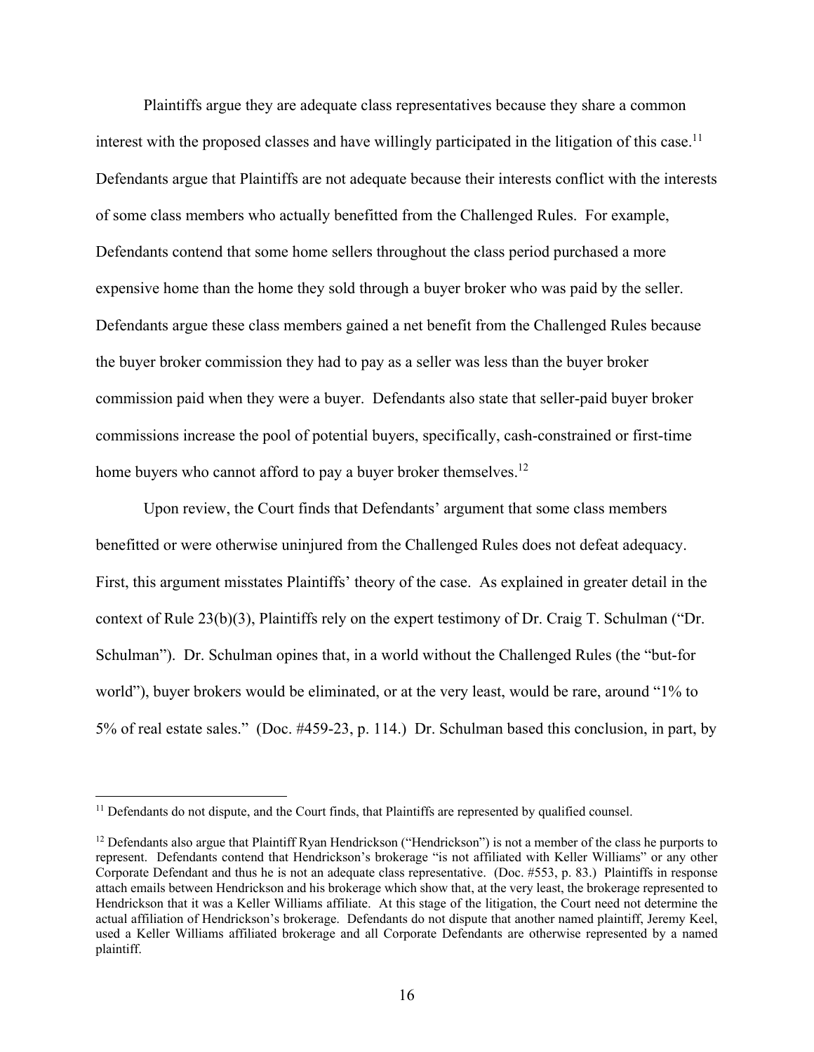Plaintiffs argue they are adequate class representatives because they share a common interest with the proposed classes and have willingly participated in the litigation of this case.[11] Defendants argue that Plaintiffs are not adequate because their interests conflict with the interests of some class members who actually benefitted from the Challenged Rules. For example, Defendants contend that some home sellers throughout the class period purchased a more expensive home than the home they sold through a buyer broker who was paid by the seller. Defendants argue these class members gained a net benefit from the Challenged Rules because the buyer broker commission they had to pay as a seller was less than the buyer broker commission paid when they were a buyer. Defendants also state that seller-paid buyer broker commissions increase the pool of potential buyers, specifically, cash-constrained or first-time home buyers who cannot afford to pay a buyer broker themselves.[12]

Upon review, the Court finds that Defendants' argument that some class members benefitted or were otherwise uninjured from the Challenged Rules does not defeat adequacy. First, this argument misstates Plaintiffs' theory of the case. As explained in greater detail in the context of Rule 23(b)(3), Plaintiffs rely on the expert testimony of Dr. Craig T. Schulman ("Dr. Schulman"). Dr. Schulman opines that, in a world without the Challenged Rules (the "but-for world"), buyer brokers would be eliminated, or at the very least, would be rare, around "1% to 5% of real estate sales." (Doc. #459-23, p. 114.) Dr. Schulman based this conclusion, in part, by

---

[11] Defendants do not dispute, and the Court finds, that Plaintiffs are represented by qualified counsel.

[12] Defendants also argue that Plaintiff Ryan Hendrickson ("Hendrickson") is not a member of the class he purports to represent. Defendants contend that Hendrickson's brokerage "is not affiliated with Keller Williams" or any other Corporate Defendant and thus he is not an adequate class representative. (Doc. #553, p. 83.) Plaintiffs in response attach emails between Hendrickson and his brokerage which show that, at the very least, the brokerage represented to Hendrickson that it was a Keller Williams affiliate. At this stage of the litigation, the Court need not determine the actual affiliation of Hendrickson's brokerage. Defendants do not dispute that another named plaintiff, Jeremy Keel, used a Keller Williams affiliated brokerage and all Corporate Defendants are otherwise represented by a named plaintiff.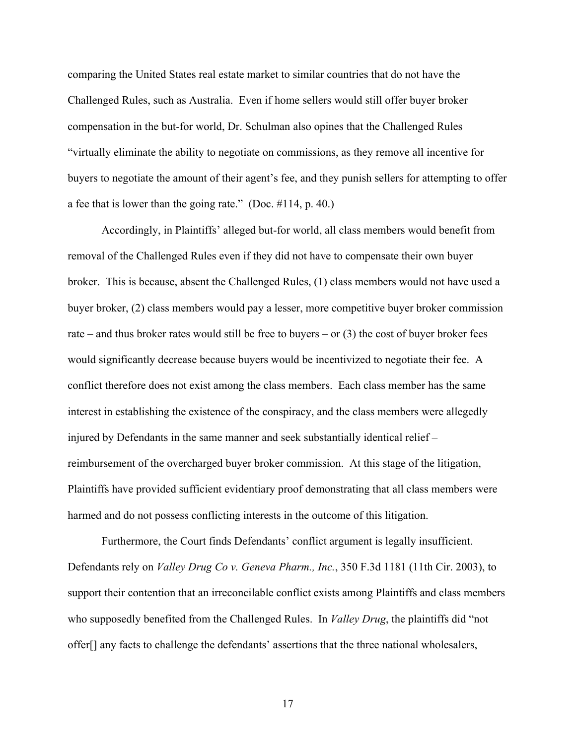comparing the United States real estate market to similar countries that do not have the Challenged Rules, such as Australia. Even if home sellers would still offer buyer broker compensation in the but-for world, Dr. Schulman also opines that the Challenged Rules "virtually eliminate the ability to negotiate on commissions, as they remove all incentive for buyers to negotiate the amount of their agent's fee, and they punish sellers for attempting to offer a fee that is lower than the going rate." (Doc. #114, p. 40.)

Accordingly, in Plaintiffs' alleged but-for world, all class members would benefit from removal of the Challenged Rules even if they did not have to compensate their own buyer broker. This is because, absent the Challenged Rules, (1) class members would not have used a buyer broker, (2) class members would pay a lesser, more competitive buyer broker commission rate – and thus broker rates would still be free to buyers – or (3) the cost of buyer broker fees would significantly decrease because buyers would be incentivized to negotiate their fee. A conflict therefore does not exist among the class members. Each class member has the same interest in establishing the existence of the conspiracy, and the class members were allegedly injured by Defendants in the same manner and seek substantially identical relief – reimbursement of the overcharged buyer broker commission. At this stage of the litigation, Plaintiffs have provided sufficient evidentiary proof demonstrating that all class members were harmed and do not possess conflicting interests in the outcome of this litigation.

Furthermore, the Court finds Defendants' conflict argument is legally insufficient. Defendants rely on *Valley Drug Co v. Geneva Pharm., Inc.*, 350 F.3d 1181 (11th Cir. 2003), to support their contention that an irreconcilable conflict exists among Plaintiffs and class members who supposedly benefited from the Challenged Rules. In *Valley Drug*, the plaintiffs did "not offer[] any facts to challenge the defendants' assertions that the three national wholesalers,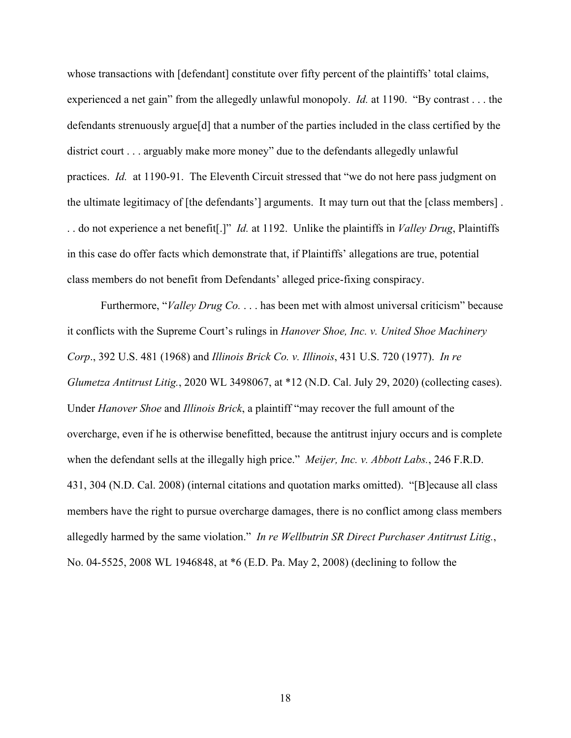whose transactions with [defendant] constitute over fifty percent of the plaintiffs' total claims, experienced a net gain" from the allegedly unlawful monopoly. *Id.* at 1190. "By contrast . . . the defendants strenuously argue[d] that a number of the parties included in the class certified by the district court . . . arguably make more money" due to the defendants allegedly unlawful practices. *Id.* at 1190-91. The Eleventh Circuit stressed that "we do not here pass judgment on the ultimate legitimacy of [the defendants'] arguments. It may turn out that the [class members] . . . do not experience a net benefit[.]" *Id.* at 1192. Unlike the plaintiffs in *Valley Drug*, Plaintiffs in this case do offer facts which demonstrate that, if Plaintiffs' allegations are true, potential class members do not benefit from Defendants' alleged price-fixing conspiracy.

Furthermore, "*Valley Drug Co.* . . . has been met with almost universal criticism" because it conflicts with the Supreme Court's rulings in *Hanover Shoe, Inc. v. United Shoe Machinery Corp*., 392 U.S. 481 (1968) and *Illinois Brick Co. v. Illinois*, 431 U.S. 720 (1977). *In re Glumetza Antitrust Litig.*, 2020 WL 3498067, at *12 (N.D. Cal. July 29, 2020) (collecting cases). Under *Hanover Shoe* and *Illinois Brick*, a plaintiff "may recover the full amount of the overcharge, even if he is otherwise benefitted, because the antitrust injury occurs and is complete when the defendant sells at the illegally high price." *Meijer, Inc. v. Abbott Labs.*, 246 F.R.D. 431, 304 (N.D. Cal. 2008) (internal citations and quotation marks omitted). "[B]ecause all class members have the right to pursue overcharge damages, there is no conflict among class members allegedly harmed by the same violation." *In re Wellbutrin SR Direct Purchaser Antitrust Litig.*, No. 04-5525, 2008 WL 1946848, at *6 (E.D. Pa. May 2, 2008) (declining to follow the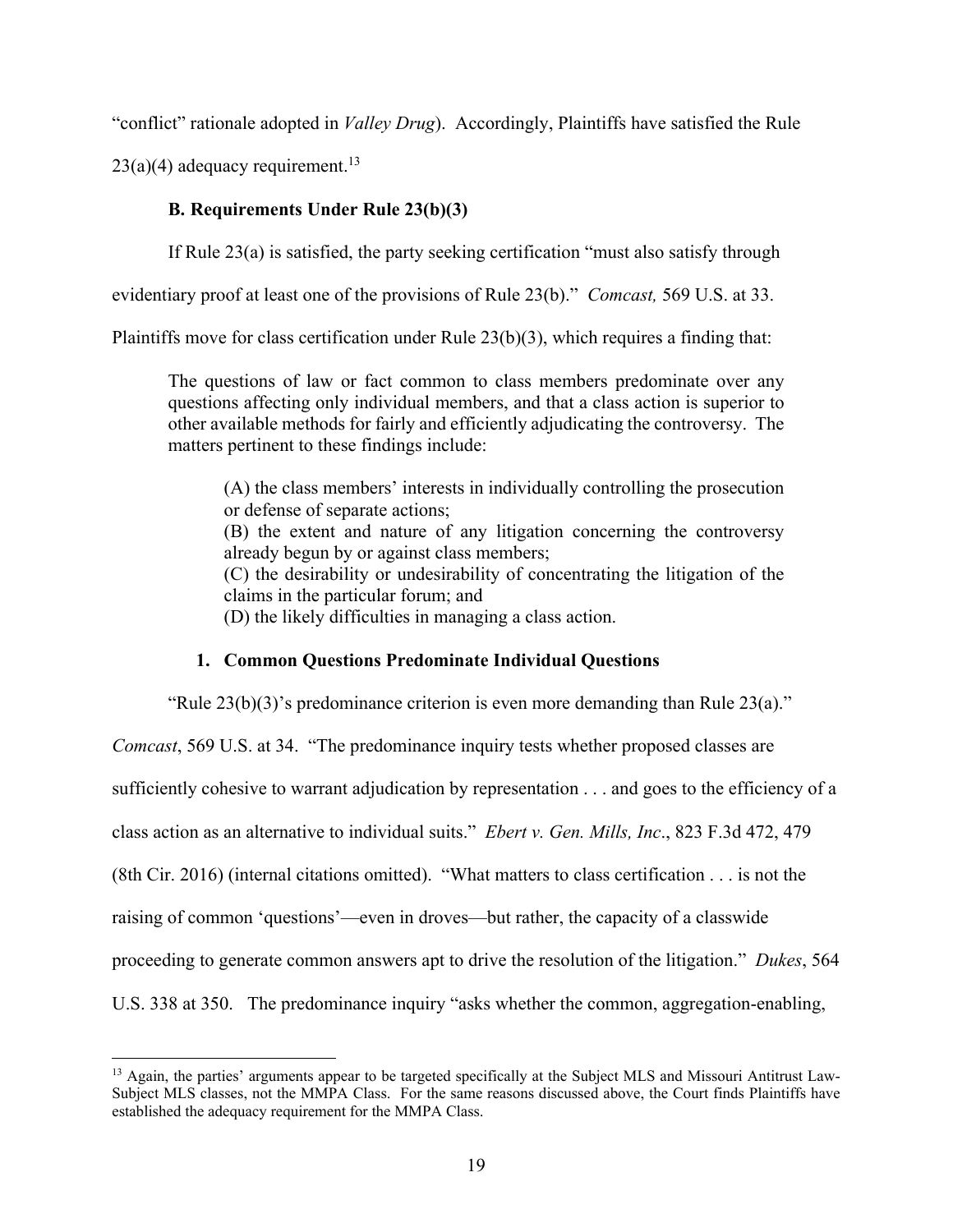"conflict" rationale adopted in *Valley Drug*). Accordingly, Plaintiffs have satisfied the Rule 23(a)(4) adequacy requirement.[13]

### B. Requirements Under Rule 23(b)(3)

If Rule 23(a) is satisfied, the party seeking certification "must also satisfy through evidentiary proof at least one of the provisions of Rule 23(b)." *Comcast,* 569 U.S. at 33. Plaintiffs move for class certification under Rule 23(b)(3), which requires a finding that:

> The questions of law or fact common to class members predominate over any questions affecting only individual members, and that a class action is superior to other available methods for fairly and efficiently adjudicating the controversy. The matters pertinent to these findings include:
>
> (A) the class members' interests in individually controlling the prosecution or defense of separate actions;
> (B) the extent and nature of any litigation concerning the controversy already begun by or against class members;
> (C) the desirability or undesirability of concentrating the litigation of the claims in the particular forum; and
> (D) the likely difficulties in managing a class action.

#### 1. Common Questions Predominate Individual Questions

"Rule 23(b)(3)'s predominance criterion is even more demanding than Rule 23(a)." *Comcast*, 569 U.S. at 34. "The predominance inquiry tests whether proposed classes are sufficiently cohesive to warrant adjudication by representation . . . and goes to the efficiency of a class action as an alternative to individual suits." *Ebert v. Gen. Mills, Inc*., 823 F.3d 472, 479 (8th Cir. 2016) (internal citations omitted). "What matters to class certification . . . is not the raising of common 'questions'—even in droves—but rather, the capacity of a classwide proceeding to generate common answers apt to drive the resolution of the litigation." *Dukes*, 564 U.S. 338 at 350. The predominance inquiry "asks whether the common, aggregation-enabling,

---

[13] Again, the parties' arguments appear to be targeted specifically at the Subject MLS and Missouri Antitrust Law-Subject MLS classes, not the MMPA Class. For the same reasons discussed above, the Court finds Plaintiffs have established the adequacy requirement for the MMPA Class.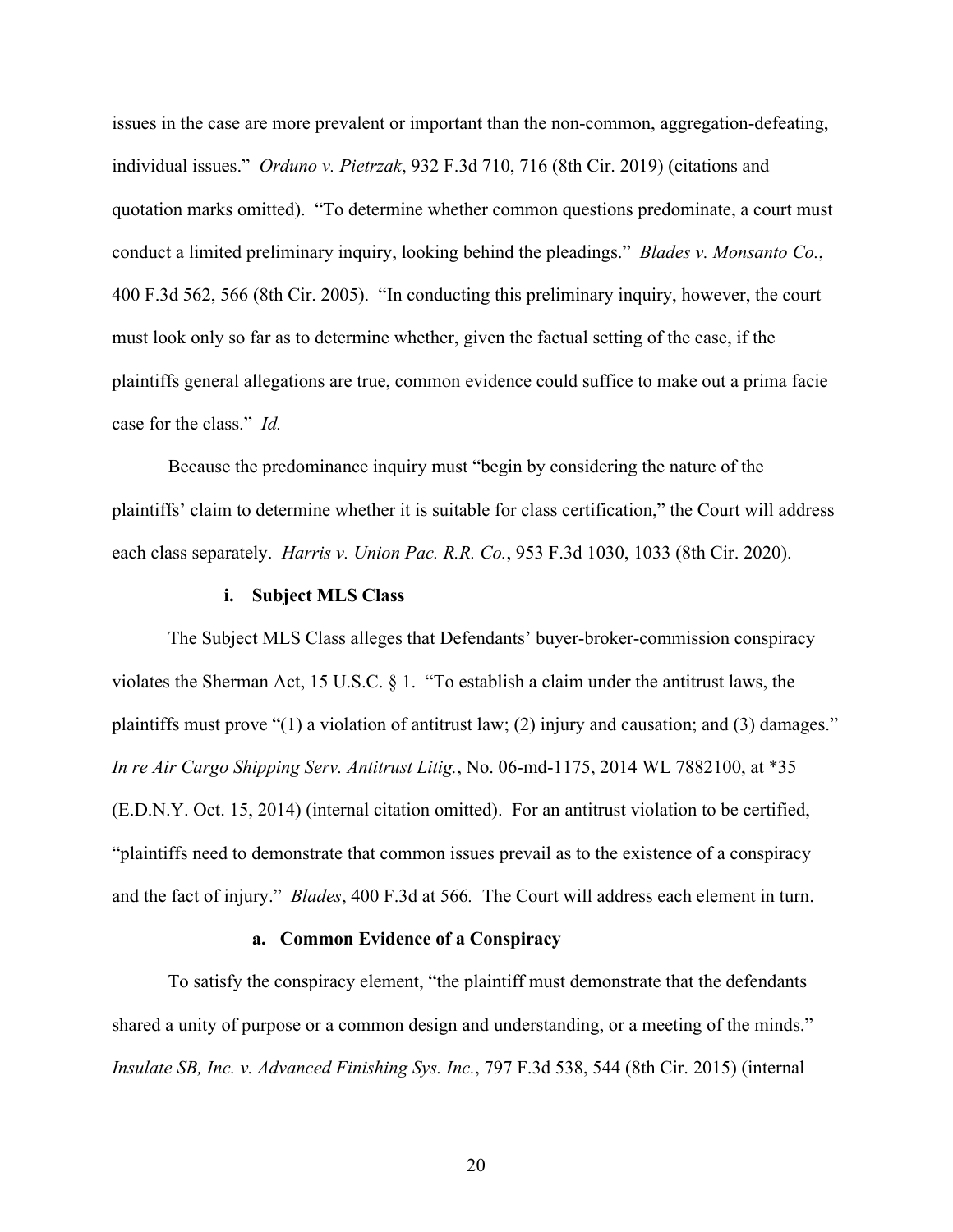issues in the case are more prevalent or important than the non-common, aggregation-defeating, individual issues." *Orduno v. Pietrzak*, 932 F.3d 710, 716 (8th Cir. 2019) (citations and quotation marks omitted). "To determine whether common questions predominate, a court must conduct a limited preliminary inquiry, looking behind the pleadings." *Blades v. Monsanto Co.*, 400 F.3d 562, 566 (8th Cir. 2005). "In conducting this preliminary inquiry, however, the court must look only so far as to determine whether, given the factual setting of the case, if the plaintiffs general allegations are true, common evidence could suffice to make out a prima facie case for the class." *Id.*

Because the predominance inquiry must "begin by considering the nature of the plaintiffs' claim to determine whether it is suitable for class certification," the Court will address each class separately. *Harris v. Union Pac. R.R. Co.*, 953 F.3d 1030, 1033 (8th Cir. 2020).

**i. Subject MLS Class**

The Subject MLS Class alleges that Defendants' buyer-broker-commission conspiracy violates the Sherman Act, 15 U.S.C. § 1. "To establish a claim under the antitrust laws, the plaintiffs must prove "(1) a violation of antitrust law; (2) injury and causation; and (3) damages." *In re Air Cargo Shipping Serv. Antitrust Litig.*, No. 06-md-1175, 2014 WL 7882100, at *35 (E.D.N.Y. Oct. 15, 2014) (internal citation omitted). For an antitrust violation to be certified, "plaintiffs need to demonstrate that common issues prevail as to the existence of a conspiracy and the fact of injury." *Blades*, 400 F.3d at 566*.* The Court will address each element in turn.

**a. Common Evidence of a Conspiracy**

To satisfy the conspiracy element, "the plaintiff must demonstrate that the defendants shared a unity of purpose or a common design and understanding, or a meeting of the minds." *Insulate SB, Inc. v. Advanced Finishing Sys. Inc.*, 797 F.3d 538, 544 (8th Cir. 2015) (internal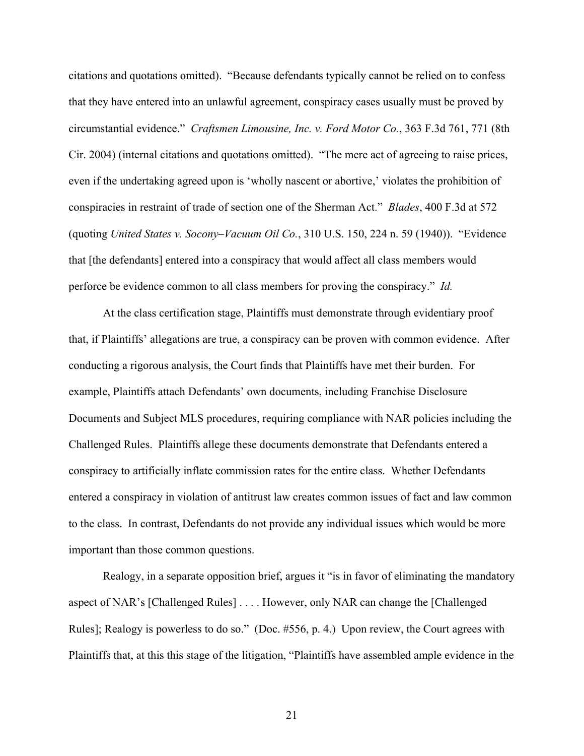citations and quotations omitted). "Because defendants typically cannot be relied on to confess that they have entered into an unlawful agreement, conspiracy cases usually must be proved by circumstantial evidence." *Craftsmen Limousine, Inc. v. Ford Motor Co.*, 363 F.3d 761, 771 (8th Cir. 2004) (internal citations and quotations omitted). "The mere act of agreeing to raise prices, even if the undertaking agreed upon is 'wholly nascent or abortive,' violates the prohibition of conspiracies in restraint of trade of section one of the Sherman Act." *Blades*, 400 F.3d at 572 (quoting *United States v. Socony–Vacuum Oil Co.*, 310 U.S. 150, 224 n. 59 (1940)). "Evidence that [the defendants] entered into a conspiracy that would affect all class members would perforce be evidence common to all class members for proving the conspiracy." *Id.*

At the class certification stage, Plaintiffs must demonstrate through evidentiary proof that, if Plaintiffs' allegations are true, a conspiracy can be proven with common evidence. After conducting a rigorous analysis, the Court finds that Plaintiffs have met their burden. For example, Plaintiffs attach Defendants' own documents, including Franchise Disclosure Documents and Subject MLS procedures, requiring compliance with NAR policies including the Challenged Rules. Plaintiffs allege these documents demonstrate that Defendants entered a conspiracy to artificially inflate commission rates for the entire class. Whether Defendants entered a conspiracy in violation of antitrust law creates common issues of fact and law common to the class. In contrast, Defendants do not provide any individual issues which would be more important than those common questions.

Realogy, in a separate opposition brief, argues it "is in favor of eliminating the mandatory aspect of NAR's [Challenged Rules] . . . . However, only NAR can change the [Challenged Rules]; Realogy is powerless to do so." (Doc. #556, p. 4.) Upon review, the Court agrees with Plaintiffs that, at this this stage of the litigation, "Plaintiffs have assembled ample evidence in the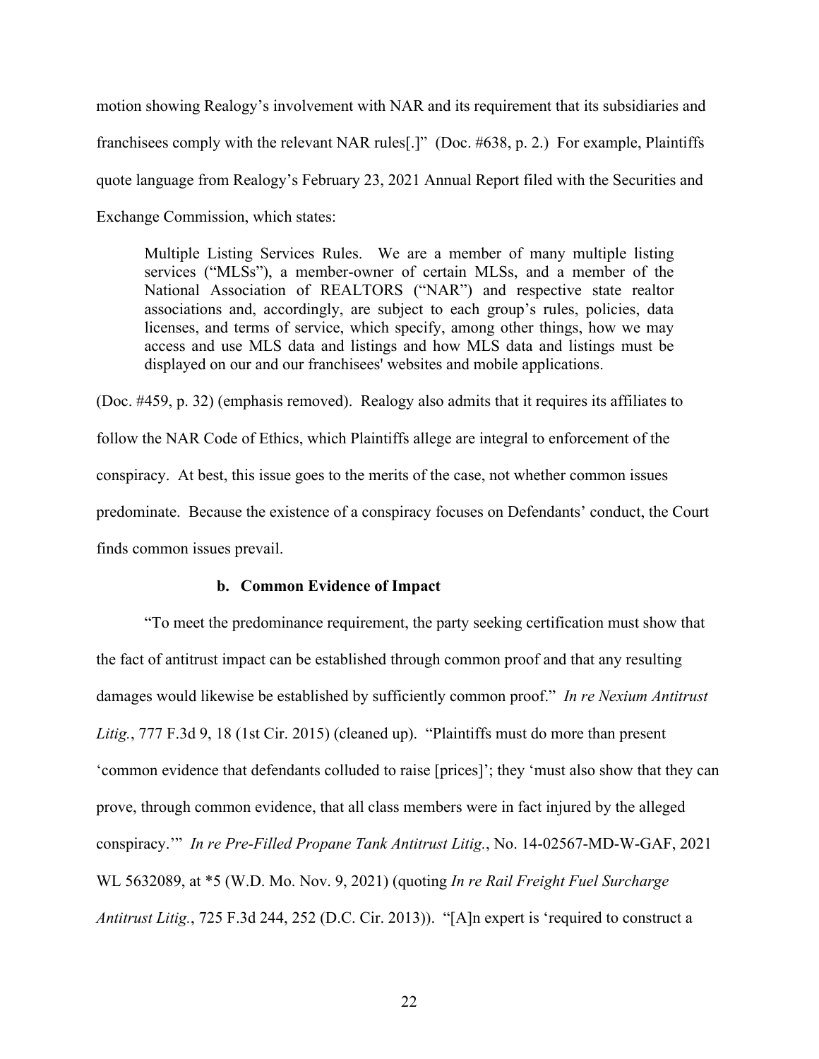motion showing Realogy's involvement with NAR and its requirement that its subsidiaries and franchisees comply with the relevant NAR rules[.]" (Doc. #638, p. 2.) For example, Plaintiffs quote language from Realogy's February 23, 2021 Annual Report filed with the Securities and Exchange Commission, which states:

> Multiple Listing Services Rules. We are a member of many multiple listing services ("MLSs"), a member-owner of certain MLSs, and a member of the National Association of REALTORS ("NAR") and respective state realtor associations and, accordingly, are subject to each group's rules, policies, data licenses, and terms of service, which specify, among other things, how we may access and use MLS data and listings and how MLS data and listings must be displayed on our and our franchisees' websites and mobile applications.

(Doc. #459, p. 32) (emphasis removed). Realogy also admits that it requires its affiliates to follow the NAR Code of Ethics, which Plaintiffs allege are integral to enforcement of the conspiracy. At best, this issue goes to the merits of the case, not whether common issues predominate. Because the existence of a conspiracy focuses on Defendants' conduct, the Court finds common issues prevail.

#### b. Common Evidence of Impact

"To meet the predominance requirement, the party seeking certification must show that the fact of antitrust impact can be established through common proof and that any resulting damages would likewise be established by sufficiently common proof." *In re Nexium Antitrust Litig.*, 777 F.3d 9, 18 (1st Cir. 2015) (cleaned up). "Plaintiffs must do more than present 'common evidence that defendants colluded to raise [prices]'; they 'must also show that they can prove, through common evidence, that all class members were in fact injured by the alleged conspiracy.'" *In re Pre-Filled Propane Tank Antitrust Litig.*, No. 14-02567-MD-W-GAF, 2021 WL 5632089, at *5 (W.D. Mo. Nov. 9, 2021) (quoting *In re Rail Freight Fuel Surcharge Antitrust Litig.*, 725 F.3d 244, 252 (D.C. Cir. 2013)). "[A]n expert is 'required to construct a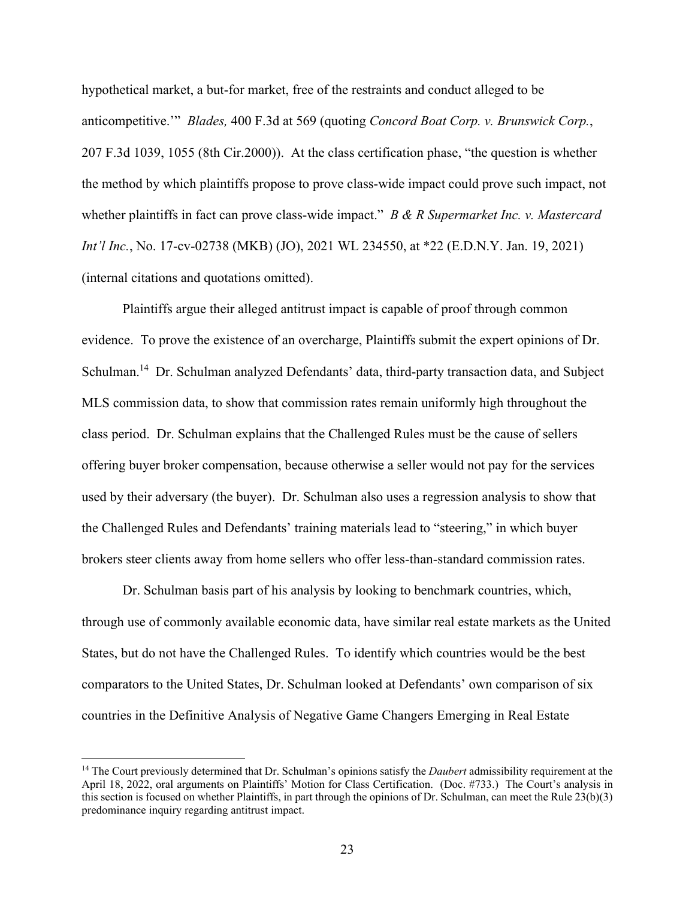hypothetical market, a but-for market, free of the restraints and conduct alleged to be anticompetitive.'" *Blades,* 400 F.3d at 569 (quoting *Concord Boat Corp. v. Brunswick Corp.*, 207 F.3d 1039, 1055 (8th Cir.2000)). At the class certification phase, "the question is whether the method by which plaintiffs propose to prove class-wide impact could prove such impact, not whether plaintiffs in fact can prove class-wide impact." *B & R Supermarket Inc. v. Mastercard Int'l Inc.*, No. 17-cv-02738 (MKB) (JO), 2021 WL 234550, at *22 (E.D.N.Y. Jan. 19, 2021) (internal citations and quotations omitted).

Plaintiffs argue their alleged antitrust impact is capable of proof through common evidence. To prove the existence of an overcharge, Plaintiffs submit the expert opinions of Dr. Schulman.[14] Dr. Schulman analyzed Defendants' data, third-party transaction data, and Subject MLS commission data, to show that commission rates remain uniformly high throughout the class period. Dr. Schulman explains that the Challenged Rules must be the cause of sellers offering buyer broker compensation, because otherwise a seller would not pay for the services used by their adversary (the buyer). Dr. Schulman also uses a regression analysis to show that the Challenged Rules and Defendants' training materials lead to "steering," in which buyer brokers steer clients away from home sellers who offer less-than-standard commission rates.

Dr. Schulman basis part of his analysis by looking to benchmark countries, which, through use of commonly available economic data, have similar real estate markets as the United States, but do not have the Challenged Rules. To identify which countries would be the best comparators to the United States, Dr. Schulman looked at Defendants' own comparison of six countries in the Definitive Analysis of Negative Game Changers Emerging in Real Estate

---

[14] The Court previously determined that Dr. Schulman's opinions satisfy the *Daubert* admissibility requirement at the April 18, 2022, oral arguments on Plaintiffs' Motion for Class Certification. (Doc. #733.) The Court's analysis in this section is focused on whether Plaintiffs, in part through the opinions of Dr. Schulman, can meet the Rule 23(b)(3) predominance inquiry regarding antitrust impact.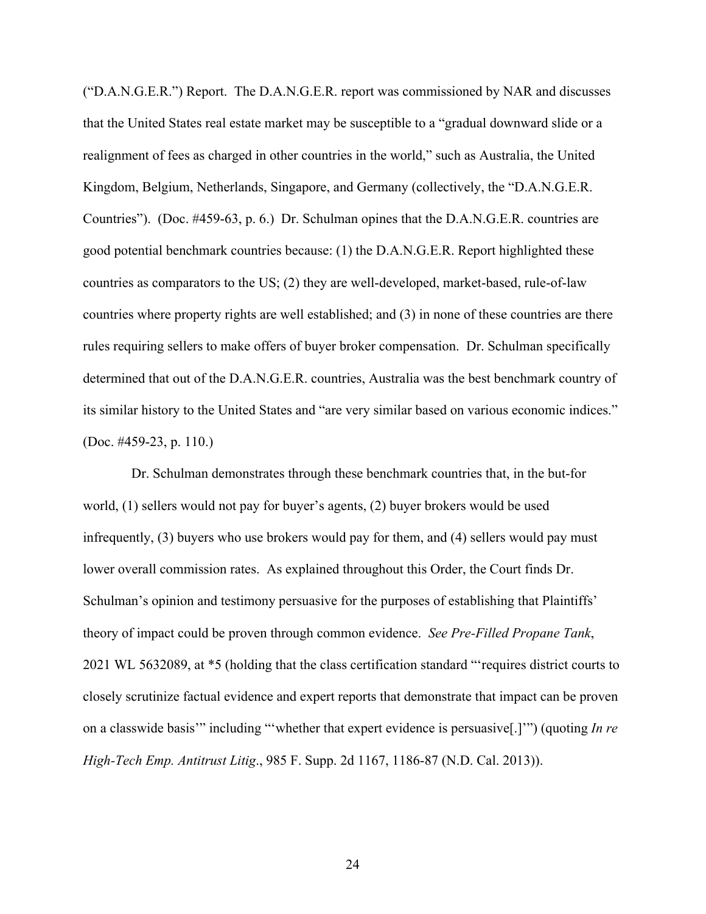("D.A.N.G.E.R.") Report. The D.A.N.G.E.R. report was commissioned by NAR and discusses that the United States real estate market may be susceptible to a "gradual downward slide or a realignment of fees as charged in other countries in the world," such as Australia, the United Kingdom, Belgium, Netherlands, Singapore, and Germany (collectively, the "D.A.N.G.E.R. Countries"). (Doc. #459-63, p. 6.) Dr. Schulman opines that the D.A.N.G.E.R. countries are good potential benchmark countries because: (1) the D.A.N.G.E.R. Report highlighted these countries as comparators to the US; (2) they are well-developed, market-based, rule-of-law countries where property rights are well established; and (3) in none of these countries are there rules requiring sellers to make offers of buyer broker compensation. Dr. Schulman specifically determined that out of the D.A.N.G.E.R. countries, Australia was the best benchmark country of its similar history to the United States and "are very similar based on various economic indices." (Doc. #459-23, p. 110.)

Dr. Schulman demonstrates through these benchmark countries that, in the but-for world, (1) sellers would not pay for buyer's agents, (2) buyer brokers would be used infrequently, (3) buyers who use brokers would pay for them, and (4) sellers would pay must lower overall commission rates. As explained throughout this Order, the Court finds Dr. Schulman's opinion and testimony persuasive for the purposes of establishing that Plaintiffs' theory of impact could be proven through common evidence. *See Pre-Filled Propane Tank*, 2021 WL 5632089, at *5 (holding that the class certification standard "'requires district courts to closely scrutinize factual evidence and expert reports that demonstrate that impact can be proven on a classwide basis'" including "'whether that expert evidence is persuasive[.]'") (quoting *In re High-Tech Emp. Antitrust Litig.*, 985 F. Supp. 2d 1167, 1186-87 (N.D. Cal. 2013)).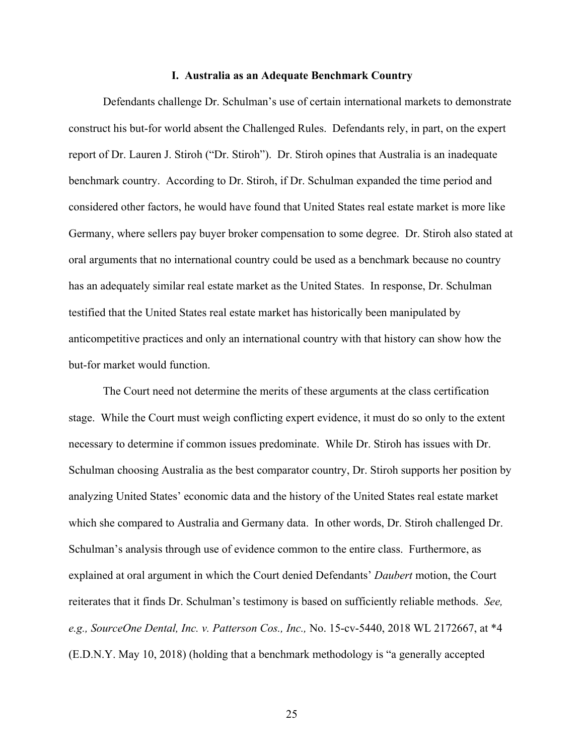### I. Australia as an Adequate Benchmark Country

Defendants challenge Dr. Schulman's use of certain international markets to demonstrate construct his but-for world absent the Challenged Rules. Defendants rely, in part, on the expert report of Dr. Lauren J. Stiroh ("Dr. Stiroh"). Dr. Stiroh opines that Australia is an inadequate benchmark country. According to Dr. Stiroh, if Dr. Schulman expanded the time period and considered other factors, he would have found that United States real estate market is more like Germany, where sellers pay buyer broker compensation to some degree. Dr. Stiroh also stated at oral arguments that no international country could be used as a benchmark because no country has an adequately similar real estate market as the United States. In response, Dr. Schulman testified that the United States real estate market has historically been manipulated by anticompetitive practices and only an international country with that history can show how the but-for market would function.

The Court need not determine the merits of these arguments at the class certification stage. While the Court must weigh conflicting expert evidence, it must do so only to the extent necessary to determine if common issues predominate. While Dr. Stiroh has issues with Dr. Schulman choosing Australia as the best comparator country, Dr. Stiroh supports her position by analyzing United States' economic data and the history of the United States real estate market which she compared to Australia and Germany data. In other words, Dr. Stiroh challenged Dr. Schulman's analysis through use of evidence common to the entire class. Furthermore, as explained at oral argument in which the Court denied Defendants' *Daubert* motion, the Court reiterates that it finds Dr. Schulman's testimony is based on sufficiently reliable methods. *See, e.g., SourceOne Dental, Inc. v. Patterson Cos., Inc.,* No. 15-cv-5440, 2018 WL 2172667, at *4 (E.D.N.Y. May 10, 2018) (holding that a benchmark methodology is "a generally accepted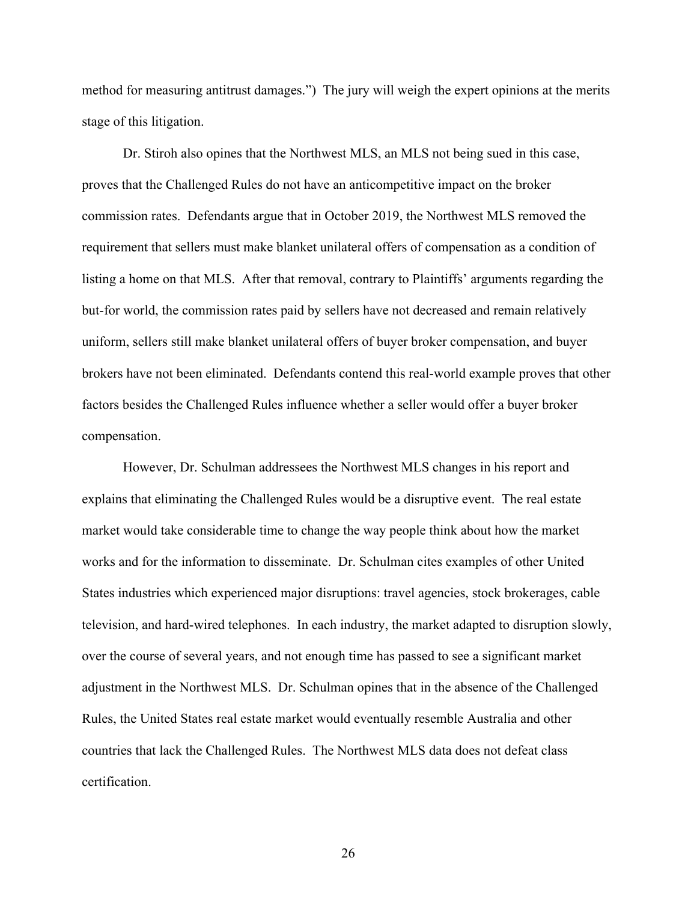method for measuring antitrust damages.") The jury will weigh the expert opinions at the merits stage of this litigation.

Dr. Stiroh also opines that the Northwest MLS, an MLS not being sued in this case, proves that the Challenged Rules do not have an anticompetitive impact on the broker commission rates. Defendants argue that in October 2019, the Northwest MLS removed the requirement that sellers must make blanket unilateral offers of compensation as a condition of listing a home on that MLS. After that removal, contrary to Plaintiffs' arguments regarding the but-for world, the commission rates paid by sellers have not decreased and remain relatively uniform, sellers still make blanket unilateral offers of buyer broker compensation, and buyer brokers have not been eliminated. Defendants contend this real-world example proves that other factors besides the Challenged Rules influence whether a seller would offer a buyer broker compensation.

However, Dr. Schulman addressees the Northwest MLS changes in his report and explains that eliminating the Challenged Rules would be a disruptive event. The real estate market would take considerable time to change the way people think about how the market works and for the information to disseminate. Dr. Schulman cites examples of other United States industries which experienced major disruptions: travel agencies, stock brokerages, cable television, and hard-wired telephones. In each industry, the market adapted to disruption slowly, over the course of several years, and not enough time has passed to see a significant market adjustment in the Northwest MLS. Dr. Schulman opines that in the absence of the Challenged Rules, the United States real estate market would eventually resemble Australia and other countries that lack the Challenged Rules. The Northwest MLS data does not defeat class certification.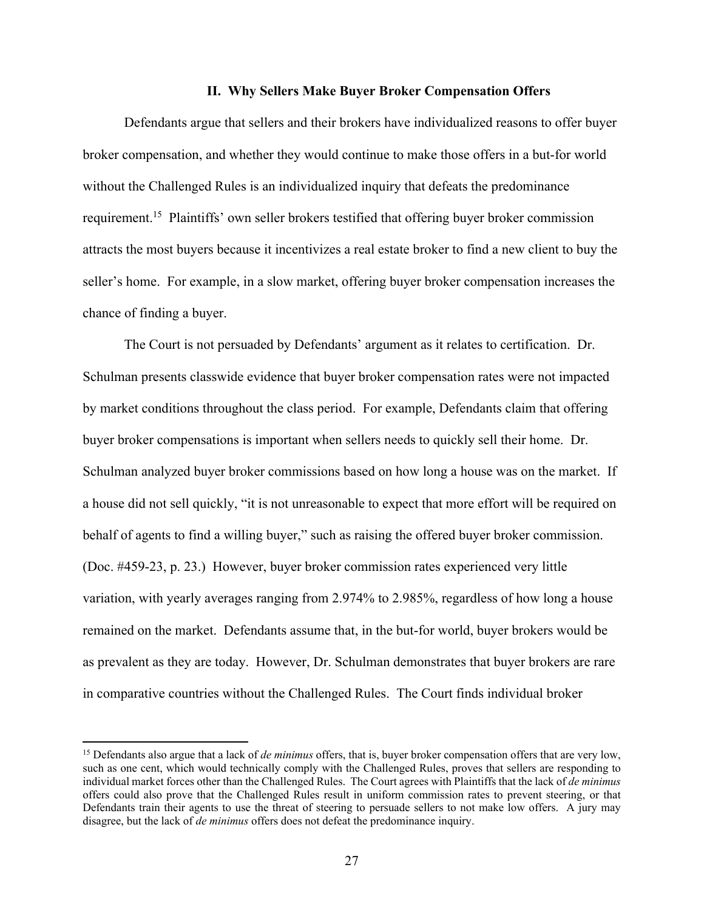## II. Why Sellers Make Buyer Broker Compensation Offers

Defendants argue that sellers and their brokers have individualized reasons to offer buyer broker compensation, and whether they would continue to make those offers in a but-for world without the Challenged Rules is an individualized inquiry that defeats the predominance requirement.[15] Plaintiffs' own seller brokers testified that offering buyer broker commission attracts the most buyers because it incentivizes a real estate broker to find a new client to buy the seller's home. For example, in a slow market, offering buyer broker compensation increases the chance of finding a buyer.

The Court is not persuaded by Defendants' argument as it relates to certification. Dr. Schulman presents classwide evidence that buyer broker compensation rates were not impacted by market conditions throughout the class period. For example, Defendants claim that offering buyer broker compensations is important when sellers needs to quickly sell their home. Dr. Schulman analyzed buyer broker commissions based on how long a house was on the market. If a house did not sell quickly, "it is not unreasonable to expect that more effort will be required on behalf of agents to find a willing buyer," such as raising the offered buyer broker commission. (Doc. #459-23, p. 23.) However, buyer broker commission rates experienced very little variation, with yearly averages ranging from 2.974% to 2.985%, regardless of how long a house remained on the market. Defendants assume that, in the but-for world, buyer brokers would be as prevalent as they are today. However, Dr. Schulman demonstrates that buyer brokers are rare in comparative countries without the Challenged Rules. The Court finds individual broker

---

[15] Defendants also argue that a lack of *de minimus* offers, that is, buyer broker compensation offers that are very low, such as one cent, which would technically comply with the Challenged Rules, proves that sellers are responding to individual market forces other than the Challenged Rules. The Court agrees with Plaintiffs that the lack of *de minimus* offers could also prove that the Challenged Rules result in uniform commission rates to prevent steering, or that Defendants train their agents to use the threat of steering to persuade sellers to not make low offers. A jury may disagree, but the lack of *de minimus* offers does not defeat the predominance inquiry.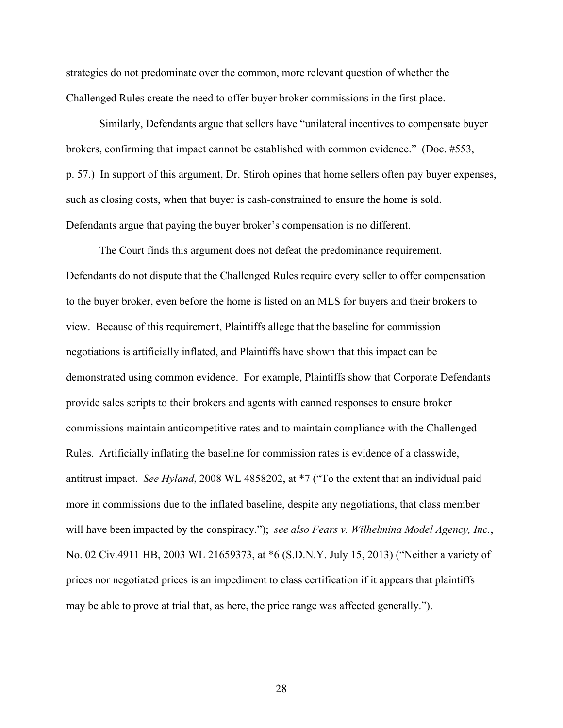strategies do not predominate over the common, more relevant question of whether the Challenged Rules create the need to offer buyer broker commissions in the first place.

Similarly, Defendants argue that sellers have "unilateral incentives to compensate buyer brokers, confirming that impact cannot be established with common evidence." (Doc. #553, p. 57.) In support of this argument, Dr. Stiroh opines that home sellers often pay buyer expenses, such as closing costs, when that buyer is cash-constrained to ensure the home is sold. Defendants argue that paying the buyer broker's compensation is no different.

The Court finds this argument does not defeat the predominance requirement. Defendants do not dispute that the Challenged Rules require every seller to offer compensation to the buyer broker, even before the home is listed on an MLS for buyers and their brokers to view. Because of this requirement, Plaintiffs allege that the baseline for commission negotiations is artificially inflated, and Plaintiffs have shown that this impact can be demonstrated using common evidence. For example, Plaintiffs show that Corporate Defendants provide sales scripts to their brokers and agents with canned responses to ensure broker commissions maintain anticompetitive rates and to maintain compliance with the Challenged Rules. Artificially inflating the baseline for commission rates is evidence of a classwide, antitrust impact. *See Hyland*, 2008 WL 4858202, at *7 ("To the extent that an individual paid more in commissions due to the inflated baseline, despite any negotiations, that class member will have been impacted by the conspiracy."); *see also Fears v. Wilhelmina Model Agency, Inc.*, No. 02 Civ.4911 HB, 2003 WL 21659373, at *6 (S.D.N.Y. July 15, 2013) ("Neither a variety of prices nor negotiated prices is an impediment to class certification if it appears that plaintiffs may be able to prove at trial that, as here, the price range was affected generally.").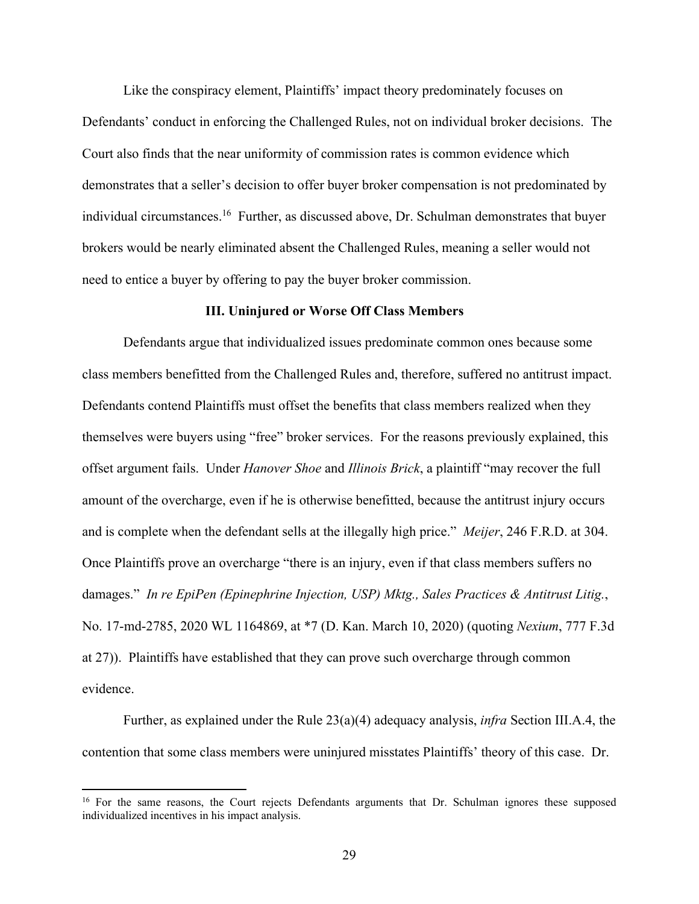Like the conspiracy element, Plaintiffs' impact theory predominately focuses on Defendants' conduct in enforcing the Challenged Rules, not on individual broker decisions. The Court also finds that the near uniformity of commission rates is common evidence which demonstrates that a seller's decision to offer buyer broker compensation is not predominated by individual circumstances.[16] Further, as discussed above, Dr. Schulman demonstrates that buyer brokers would be nearly eliminated absent the Challenged Rules, meaning a seller would not need to entice a buyer by offering to pay the buyer broker commission.

### III. Uninjured or Worse Off Class Members

Defendants argue that individualized issues predominate common ones because some class members benefitted from the Challenged Rules and, therefore, suffered no antitrust impact. Defendants contend Plaintiffs must offset the benefits that class members realized when they themselves were buyers using "free" broker services. For the reasons previously explained, this offset argument fails. Under *Hanover Shoe* and *Illinois Brick*, a plaintiff "may recover the full amount of the overcharge, even if he is otherwise benefitted, because the antitrust injury occurs and is complete when the defendant sells at the illegally high price." *Meijer*, 246 F.R.D. at 304. Once Plaintiffs prove an overcharge "there is an injury, even if that class members suffers no damages." *In re EpiPen (Epinephrine Injection, USP) Mktg., Sales Practices & Antitrust Litig.*, No. 17-md-2785, 2020 WL 1164869, at *7 (D. Kan. March 10, 2020) (quoting *Nexium*, 777 F.3d at 27)). Plaintiffs have established that they can prove such overcharge through common evidence.

Further, as explained under the Rule 23(a)(4) adequacy analysis, *infra* Section III.A.4, the contention that some class members were uninjured misstates Plaintiffs' theory of this case. Dr.

---

[16] For the same reasons, the Court rejects Defendants arguments that Dr. Schulman ignores these supposed individualized incentives in his impact analysis.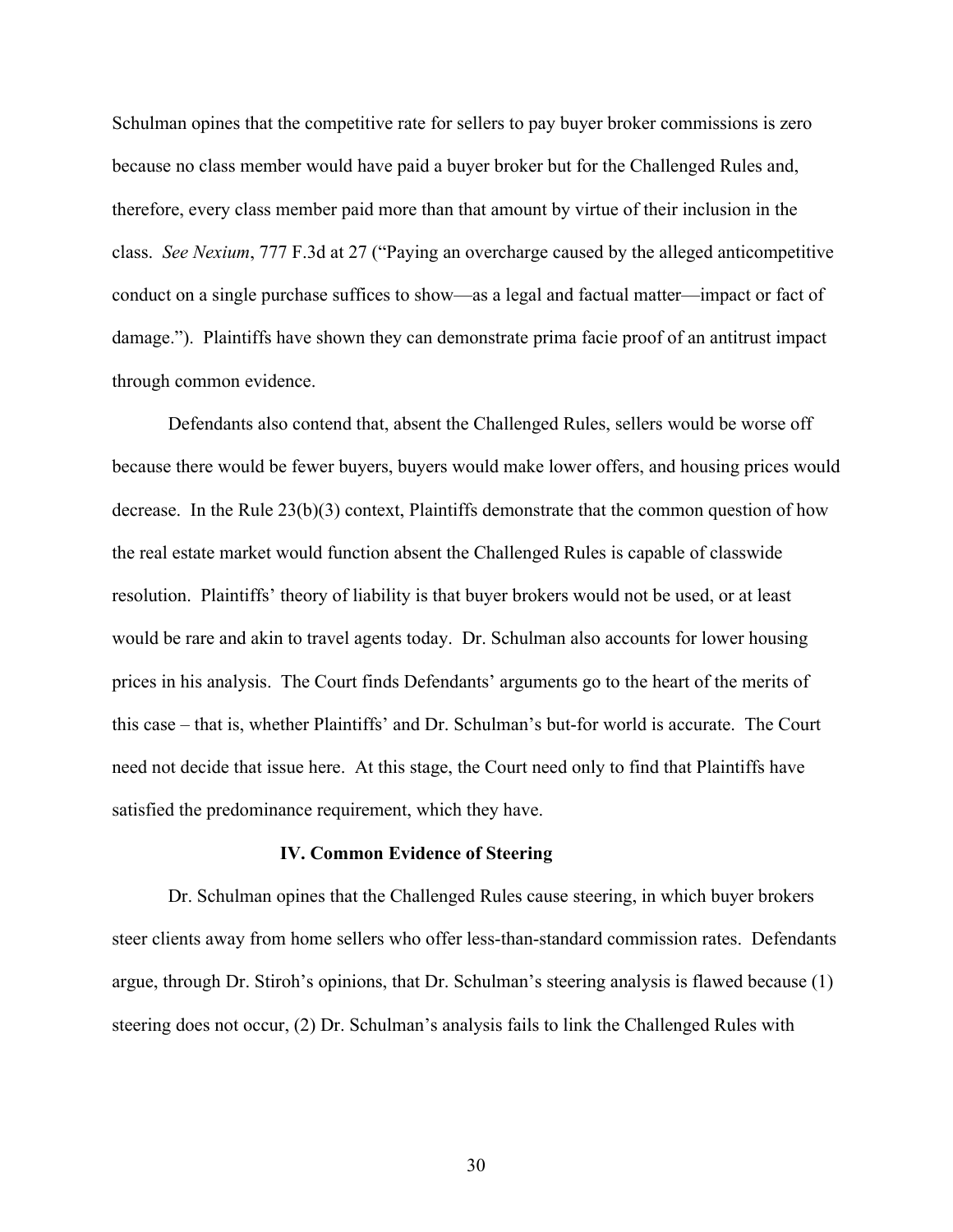Schulman opines that the competitive rate for sellers to pay buyer broker commissions is zero because no class member would have paid a buyer broker but for the Challenged Rules and, therefore, every class member paid more than that amount by virtue of their inclusion in the class. *See Nexium*, 777 F.3d at 27 ("Paying an overcharge caused by the alleged anticompetitive conduct on a single purchase suffices to show—as a legal and factual matter—impact or fact of damage."). Plaintiffs have shown they can demonstrate prima facie proof of an antitrust impact through common evidence.

Defendants also contend that, absent the Challenged Rules, sellers would be worse off because there would be fewer buyers, buyers would make lower offers, and housing prices would decrease. In the Rule 23(b)(3) context, Plaintiffs demonstrate that the common question of how the real estate market would function absent the Challenged Rules is capable of classwide resolution. Plaintiffs' theory of liability is that buyer brokers would not be used, or at least would be rare and akin to travel agents today. Dr. Schulman also accounts for lower housing prices in his analysis. The Court finds Defendants' arguments go to the heart of the merits of this case – that is, whether Plaintiffs' and Dr. Schulman's but-for world is accurate. The Court need not decide that issue here. At this stage, the Court need only to find that Plaintiffs have satisfied the predominance requirement, which they have.

### IV. Common Evidence of Steering

Dr. Schulman opines that the Challenged Rules cause steering, in which buyer brokers steer clients away from home sellers who offer less-than-standard commission rates. Defendants argue, through Dr. Stiroh's opinions, that Dr. Schulman's steering analysis is flawed because (1) steering does not occur, (2) Dr. Schulman's analysis fails to link the Challenged Rules with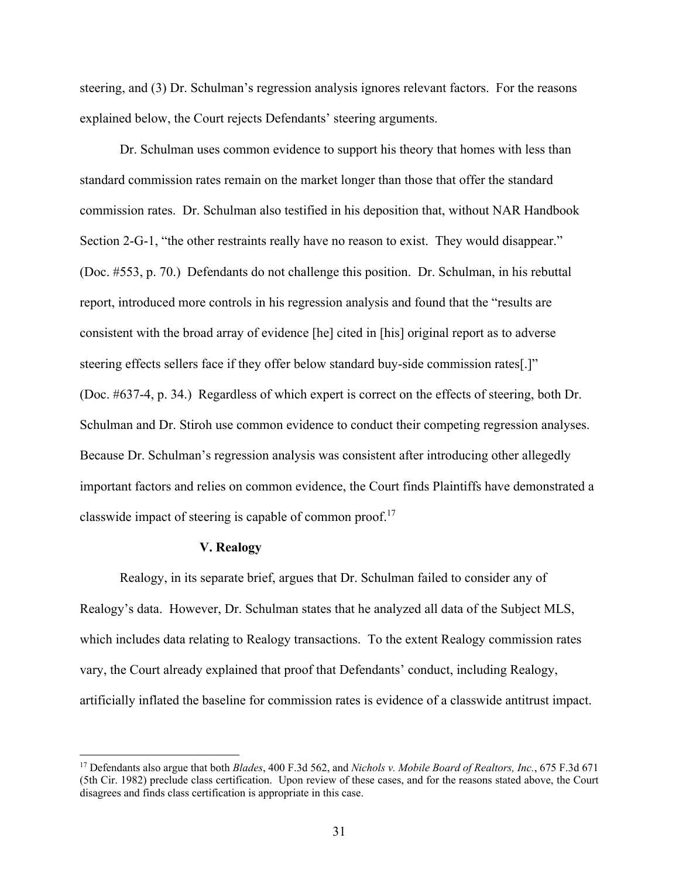steering, and (3) Dr. Schulman's regression analysis ignores relevant factors. For the reasons explained below, the Court rejects Defendants' steering arguments.

Dr. Schulman uses common evidence to support his theory that homes with less than standard commission rates remain on the market longer than those that offer the standard commission rates. Dr. Schulman also testified in his deposition that, without NAR Handbook Section 2-G-1, "the other restraints really have no reason to exist. They would disappear." (Doc. #553, p. 70.) Defendants do not challenge this position. Dr. Schulman, in his rebuttal report, introduced more controls in his regression analysis and found that the "results are consistent with the broad array of evidence [he] cited in [his] original report as to adverse steering effects sellers face if they offer below standard buy-side commission rates[.]" (Doc. #637-4, p. 34.) Regardless of which expert is correct on the effects of steering, both Dr. Schulman and Dr. Stiroh use common evidence to conduct their competing regression analyses. Because Dr. Schulman's regression analysis was consistent after introducing other allegedly important factors and relies on common evidence, the Court finds Plaintiffs have demonstrated a classwide impact of steering is capable of common proof.[17]

## V. Realogy

Realogy, in its separate brief, argues that Dr. Schulman failed to consider any of Realogy's data. However, Dr. Schulman states that he analyzed all data of the Subject MLS, which includes data relating to Realogy transactions. To the extent Realogy commission rates vary, the Court already explained that proof that Defendants' conduct, including Realogy, artificially inflated the baseline for commission rates is evidence of a classwide antitrust impact.

---

[17] Defendants also argue that both *Blades*, 400 F.3d 562, and *Nichols v. Mobile Board of Realtors, Inc.*, 675 F.3d 671 (5th Cir. 1982) preclude class certification. Upon review of these cases, and for the reasons stated above, the Court disagrees and finds class certification is appropriate in this case.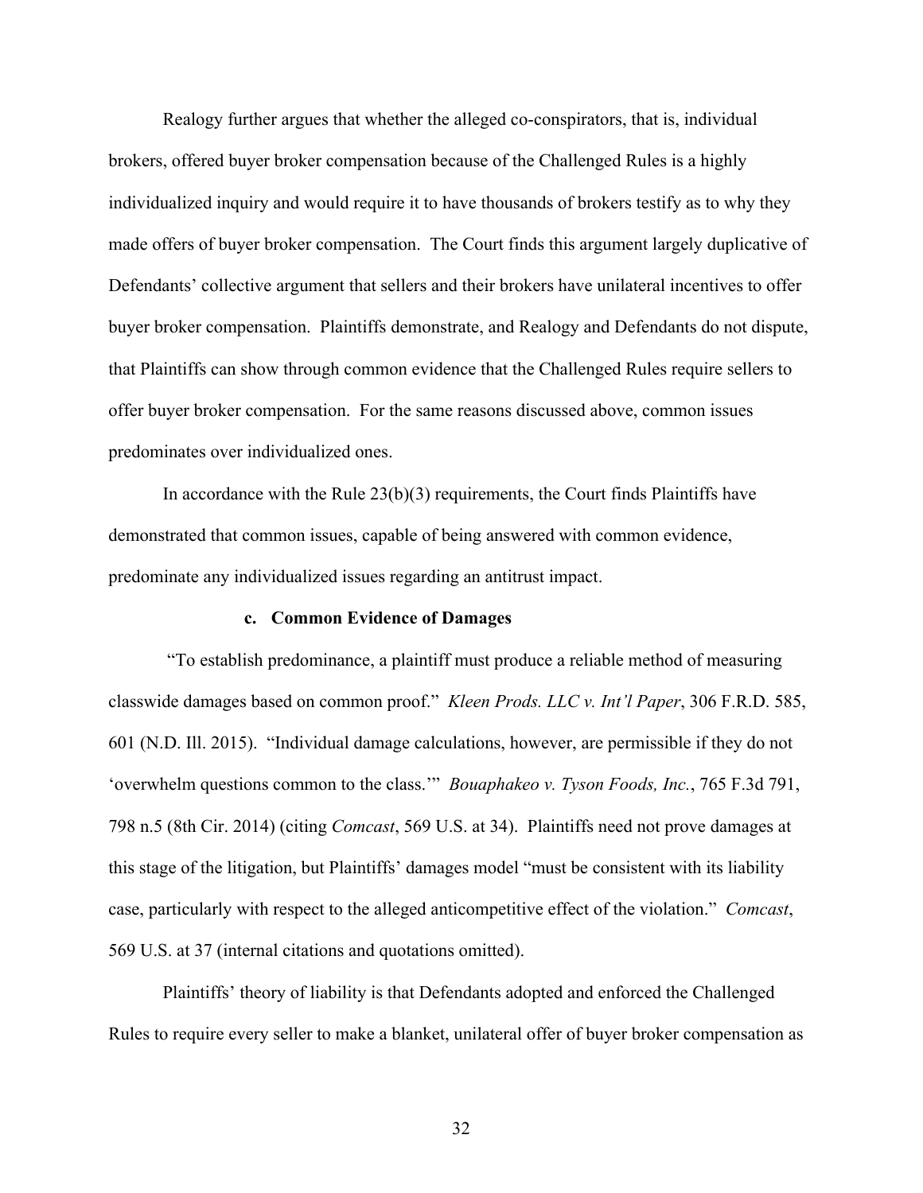Realogy further argues that whether the alleged co-conspirators, that is, individual brokers, offered buyer broker compensation because of the Challenged Rules is a highly individualized inquiry and would require it to have thousands of brokers testify as to why they made offers of buyer broker compensation. The Court finds this argument largely duplicative of Defendants' collective argument that sellers and their brokers have unilateral incentives to offer buyer broker compensation. Plaintiffs demonstrate, and Realogy and Defendants do not dispute, that Plaintiffs can show through common evidence that the Challenged Rules require sellers to offer buyer broker compensation. For the same reasons discussed above, common issues predominates over individualized ones.

In accordance with the Rule 23(b)(3) requirements, the Court finds Plaintiffs have demonstrated that common issues, capable of being answered with common evidence, predominate any individualized issues regarding an antitrust impact.

#### c. Common Evidence of Damages

"To establish predominance, a plaintiff must produce a reliable method of measuring classwide damages based on common proof." *Kleen Prods. LLC v. Int'l Paper*, 306 F.R.D. 585, 601 (N.D. Ill. 2015). "Individual damage calculations, however, are permissible if they do not 'overwhelm questions common to the class.'" *Bouaphakeo v. Tyson Foods, Inc.*, 765 F.3d 791, 798 n.5 (8th Cir. 2014) (citing *Comcast*, 569 U.S. at 34). Plaintiffs need not prove damages at this stage of the litigation, but Plaintiffs' damages model "must be consistent with its liability case, particularly with respect to the alleged anticompetitive effect of the violation." *Comcast*, 569 U.S. at 37 (internal citations and quotations omitted).

Plaintiffs' theory of liability is that Defendants adopted and enforced the Challenged Rules to require every seller to make a blanket, unilateral offer of buyer broker compensation as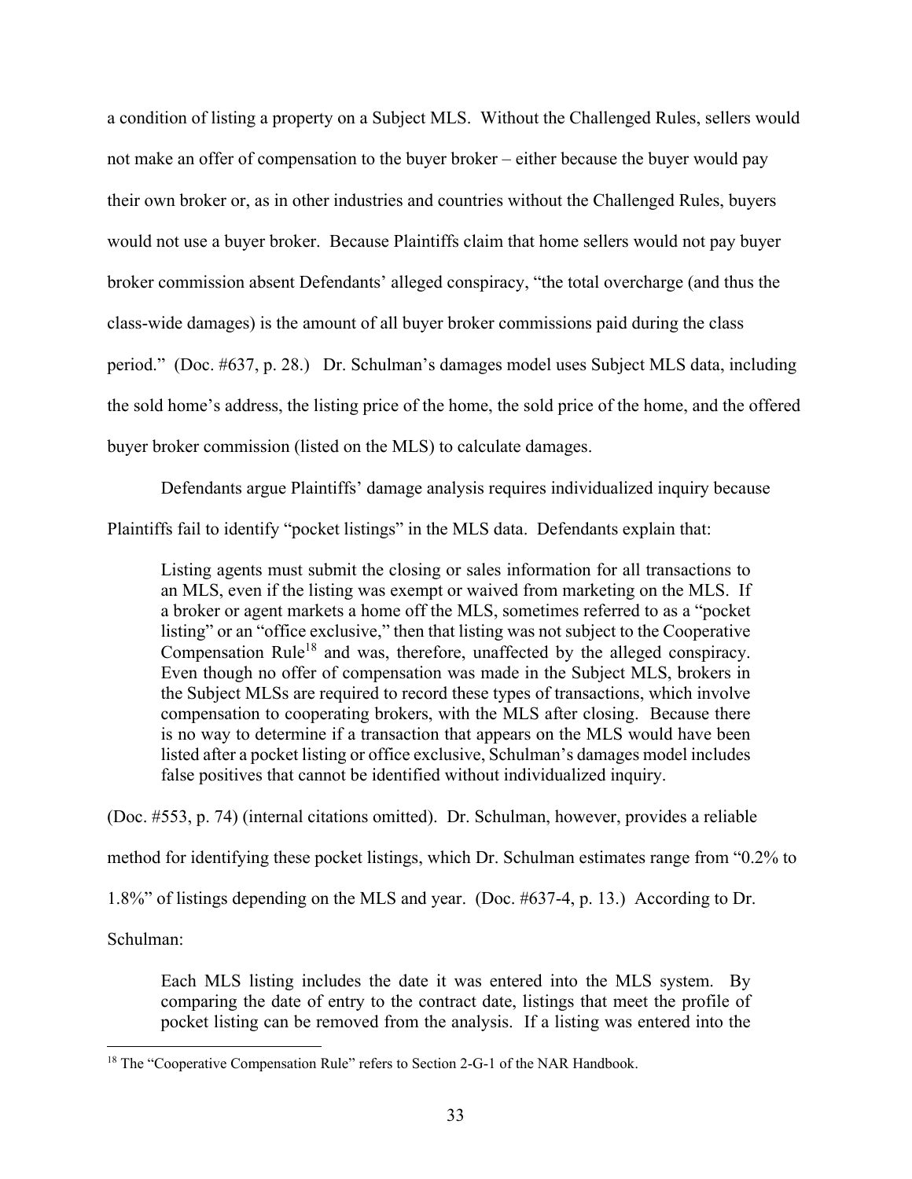a condition of listing a property on a Subject MLS. Without the Challenged Rules, sellers would not make an offer of compensation to the buyer broker – either because the buyer would pay their own broker or, as in other industries and countries without the Challenged Rules, buyers would not use a buyer broker. Because Plaintiffs claim that home sellers would not pay buyer broker commission absent Defendants' alleged conspiracy, "the total overcharge (and thus the class-wide damages) is the amount of all buyer broker commissions paid during the class period." (Doc. #637, p. 28.) Dr. Schulman's damages model uses Subject MLS data, including the sold home's address, the listing price of the home, the sold price of the home, and the offered buyer broker commission (listed on the MLS) to calculate damages.

Defendants argue Plaintiffs' damage analysis requires individualized inquiry because Plaintiffs fail to identify "pocket listings" in the MLS data. Defendants explain that:

> Listing agents must submit the closing or sales information for all transactions to an MLS, even if the listing was exempt or waived from marketing on the MLS. If a broker or agent markets a home off the MLS, sometimes referred to as a "pocket listing" or an "office exclusive," then that listing was not subject to the Cooperative Compensation Rule[18] and was, therefore, unaffected by the alleged conspiracy. Even though no offer of compensation was made in the Subject MLS, brokers in the Subject MLSs are required to record these types of transactions, which involve compensation to cooperating brokers, with the MLS after closing. Because there is no way to determine if a transaction that appears on the MLS would have been listed after a pocket listing or office exclusive, Schulman's damages model includes false positives that cannot be identified without individualized inquiry.

(Doc. #553, p. 74) (internal citations omitted). Dr. Schulman, however, provides a reliable method for identifying these pocket listings, which Dr. Schulman estimates range from "0.2% to 1.8%" of listings depending on the MLS and year. (Doc. #637-4, p. 13.) According to Dr. Schulman:

> Each MLS listing includes the date it was entered into the MLS system. By comparing the date of entry to the contract date, listings that meet the profile of pocket listing can be removed from the analysis. If a listing was entered into the

---

[18] The "Cooperative Compensation Rule" refers to Section 2-G-1 of the NAR Handbook.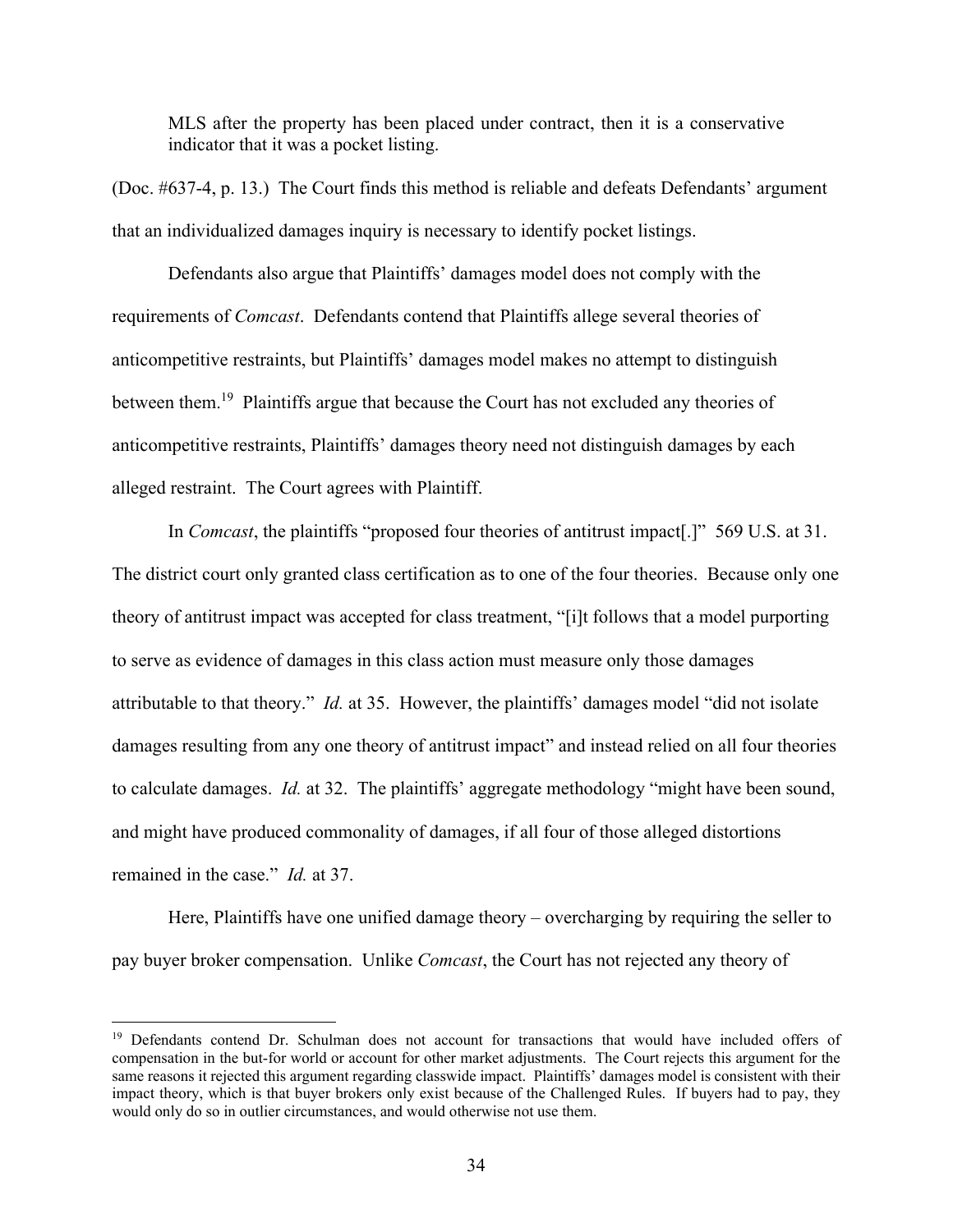> MLS after the property has been placed under contract, then it is a conservative indicator that it was a pocket listing.

(Doc. #637-4, p. 13.) The Court finds this method is reliable and defeats Defendants' argument that an individualized damages inquiry is necessary to identify pocket listings.

Defendants also argue that Plaintiffs' damages model does not comply with the requirements of *Comcast*. Defendants contend that Plaintiffs allege several theories of anticompetitive restraints, but Plaintiffs' damages model makes no attempt to distinguish between them.[19] Plaintiffs argue that because the Court has not excluded any theories of anticompetitive restraints, Plaintiffs' damages theory need not distinguish damages by each alleged restraint. The Court agrees with Plaintiff.

In *Comcast*, the plaintiffs "proposed four theories of antitrust impact[.]" 569 U.S. at 31. The district court only granted class certification as to one of the four theories. Because only one theory of antitrust impact was accepted for class treatment, "[i]t follows that a model purporting to serve as evidence of damages in this class action must measure only those damages attributable to that theory." *Id.* at 35. However, the plaintiffs' damages model "did not isolate damages resulting from any one theory of antitrust impact" and instead relied on all four theories to calculate damages. *Id.* at 32. The plaintiffs' aggregate methodology "might have been sound, and might have produced commonality of damages, if all four of those alleged distortions remained in the case." *Id.* at 37.

Here, Plaintiffs have one unified damage theory – overcharging by requiring the seller to pay buyer broker compensation. Unlike *Comcast*, the Court has not rejected any theory of

---

[19] Defendants contend Dr. Schulman does not account for transactions that would have included offers of compensation in the but-for world or account for other market adjustments. The Court rejects this argument for the same reasons it rejected this argument regarding classwide impact. Plaintiffs' damages model is consistent with their impact theory, which is that buyer brokers only exist because of the Challenged Rules. If buyers had to pay, they would only do so in outlier circumstances, and would otherwise not use them.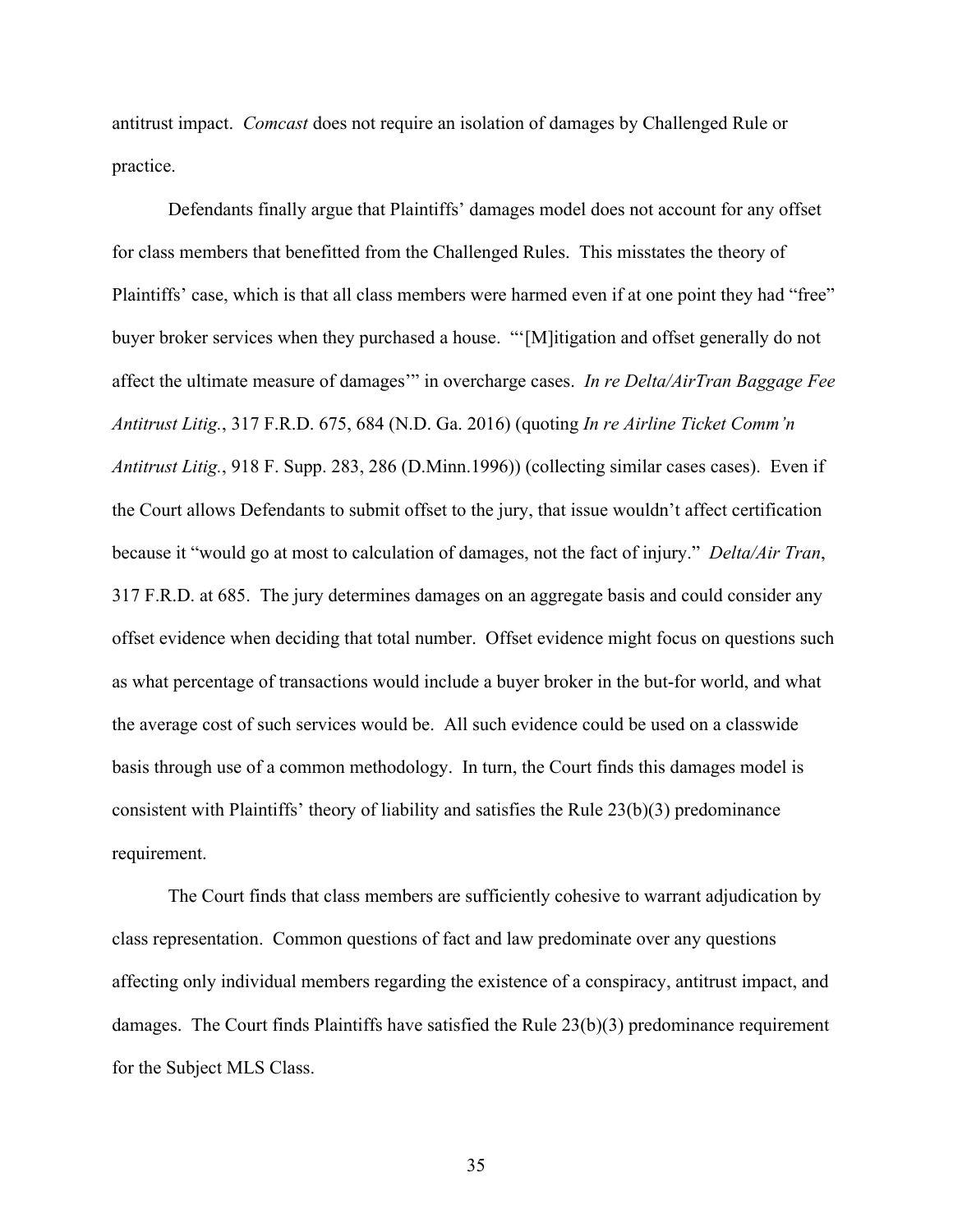antitrust impact. *Comcast* does not require an isolation of damages by Challenged Rule or practice.

Defendants finally argue that Plaintiffs' damages model does not account for any offset for class members that benefitted from the Challenged Rules. This misstates the theory of Plaintiffs' case, which is that all class members were harmed even if at one point they had "free" buyer broker services when they purchased a house. "'[M]itigation and offset generally do not affect the ultimate measure of damages'" in overcharge cases. *In re Delta/AirTran Baggage Fee Antitrust Litig.*, 317 F.R.D. 675, 684 (N.D. Ga. 2016) (quoting *In re Airline Ticket Comm'n Antitrust Litig.*, 918 F. Supp. 283, 286 (D.Minn.1996)) (collecting similar cases cases). Even if the Court allows Defendants to submit offset to the jury, that issue wouldn't affect certification because it "would go at most to calculation of damages, not the fact of injury." *Delta/Air Tran*, 317 F.R.D. at 685. The jury determines damages on an aggregate basis and could consider any offset evidence when deciding that total number. Offset evidence might focus on questions such as what percentage of transactions would include a buyer broker in the but-for world, and what the average cost of such services would be. All such evidence could be used on a classwide basis through use of a common methodology. In turn, the Court finds this damages model is consistent with Plaintiffs' theory of liability and satisfies the Rule 23(b)(3) predominance requirement.

The Court finds that class members are sufficiently cohesive to warrant adjudication by class representation. Common questions of fact and law predominate over any questions affecting only individual members regarding the existence of a conspiracy, antitrust impact, and damages. The Court finds Plaintiffs have satisfied the Rule 23(b)(3) predominance requirement for the Subject MLS Class.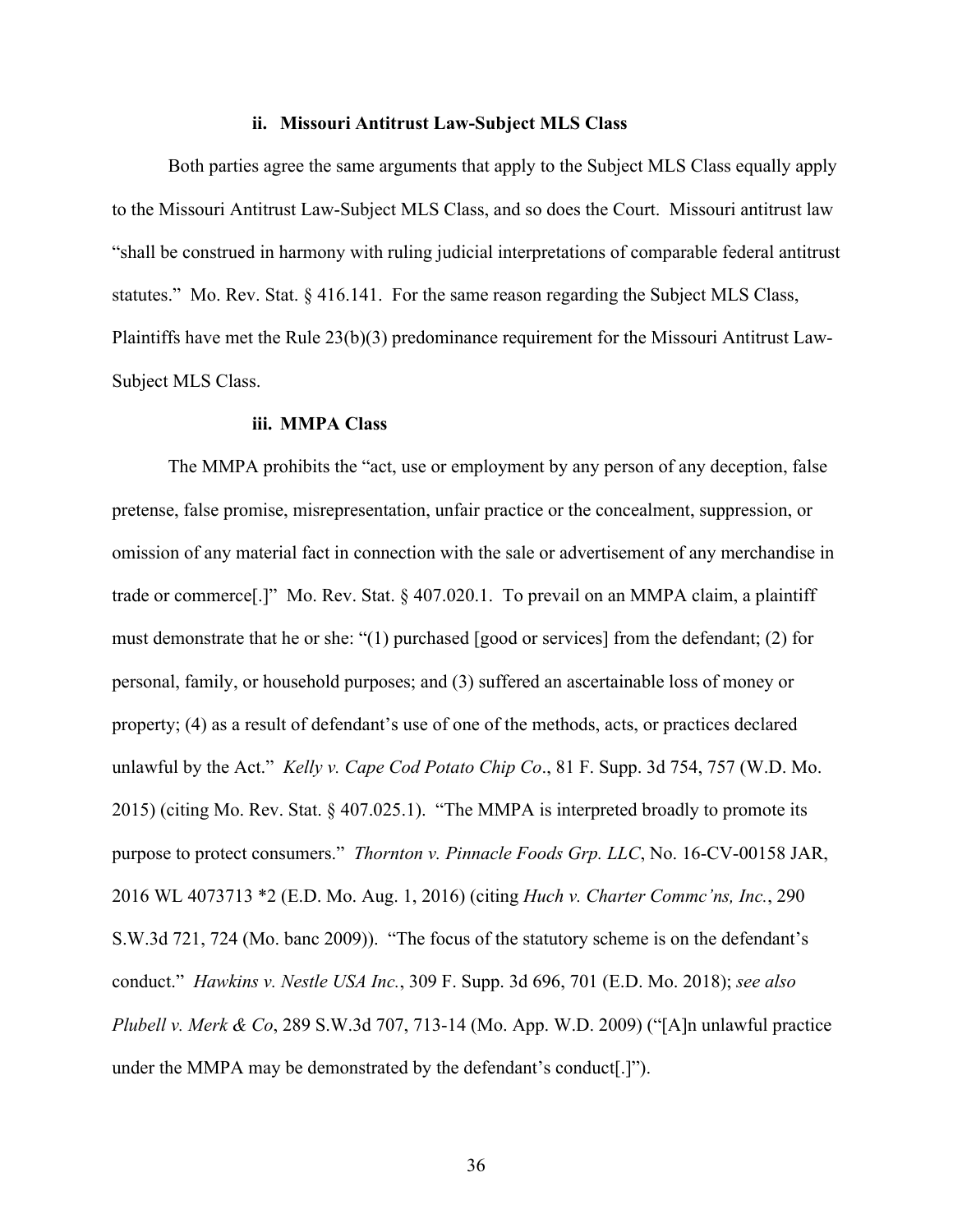#### ii. Missouri Antitrust Law-Subject MLS Class

Both parties agree the same arguments that apply to the Subject MLS Class equally apply to the Missouri Antitrust Law-Subject MLS Class, and so does the Court. Missouri antitrust law "shall be construed in harmony with ruling judicial interpretations of comparable federal antitrust statutes." Mo. Rev. Stat. § 416.141. For the same reason regarding the Subject MLS Class, Plaintiffs have met the Rule 23(b)(3) predominance requirement for the Missouri Antitrust Law-Subject MLS Class.

#### iii. MMPA Class

The MMPA prohibits the "act, use or employment by any person of any deception, false pretense, false promise, misrepresentation, unfair practice or the concealment, suppression, or omission of any material fact in connection with the sale or advertisement of any merchandise in trade or commerce[.]" Mo. Rev. Stat. § 407.020.1. To prevail on an MMPA claim, a plaintiff must demonstrate that he or she: "(1) purchased [good or services] from the defendant; (2) for personal, family, or household purposes; and (3) suffered an ascertainable loss of money or property; (4) as a result of defendant's use of one of the methods, acts, or practices declared unlawful by the Act." *Kelly v. Cape Cod Potato Chip Co*., 81 F. Supp. 3d 754, 757 (W.D. Mo. 2015) (citing Mo. Rev. Stat. § 407.025.1). "The MMPA is interpreted broadly to promote its purpose to protect consumers." *Thornton v. Pinnacle Foods Grp. LLC*, No. 16-CV-00158 JAR, 2016 WL 4073713 *2 (E.D. Mo. Aug. 1, 2016) (citing *Huch v. Charter Commc'ns, Inc.*, 290 S.W.3d 721, 724 (Mo. banc 2009)). "The focus of the statutory scheme is on the defendant's conduct." *Hawkins v. Nestle USA Inc.*, 309 F. Supp. 3d 696, 701 (E.D. Mo. 2018); *see also Plubell v. Merk & Co*, 289 S.W.3d 707, 713-14 (Mo. App. W.D. 2009) ("[A]n unlawful practice under the MMPA may be demonstrated by the defendant's conduct[.]").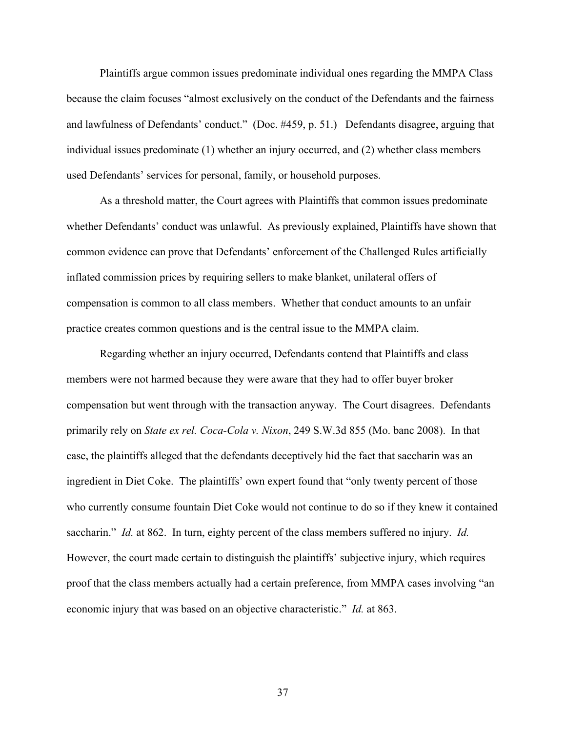Plaintiffs argue common issues predominate individual ones regarding the MMPA Class because the claim focuses "almost exclusively on the conduct of the Defendants and the fairness and lawfulness of Defendants' conduct." (Doc. #459, p. 51.) Defendants disagree, arguing that individual issues predominate (1) whether an injury occurred, and (2) whether class members used Defendants' services for personal, family, or household purposes.

As a threshold matter, the Court agrees with Plaintiffs that common issues predominate whether Defendants' conduct was unlawful. As previously explained, Plaintiffs have shown that common evidence can prove that Defendants' enforcement of the Challenged Rules artificially inflated commission prices by requiring sellers to make blanket, unilateral offers of compensation is common to all class members. Whether that conduct amounts to an unfair practice creates common questions and is the central issue to the MMPA claim.

Regarding whether an injury occurred, Defendants contend that Plaintiffs and class members were not harmed because they were aware that they had to offer buyer broker compensation but went through with the transaction anyway. The Court disagrees. Defendants primarily rely on *State ex rel. Coca-Cola v. Nixon*, 249 S.W.3d 855 (Mo. banc 2008). In that case, the plaintiffs alleged that the defendants deceptively hid the fact that saccharin was an ingredient in Diet Coke. The plaintiffs' own expert found that "only twenty percent of those who currently consume fountain Diet Coke would not continue to do so if they knew it contained saccharin." *Id.* at 862. In turn, eighty percent of the class members suffered no injury. *Id.* However, the court made certain to distinguish the plaintiffs' subjective injury, which requires proof that the class members actually had a certain preference, from MMPA cases involving "an economic injury that was based on an objective characteristic." *Id.* at 863.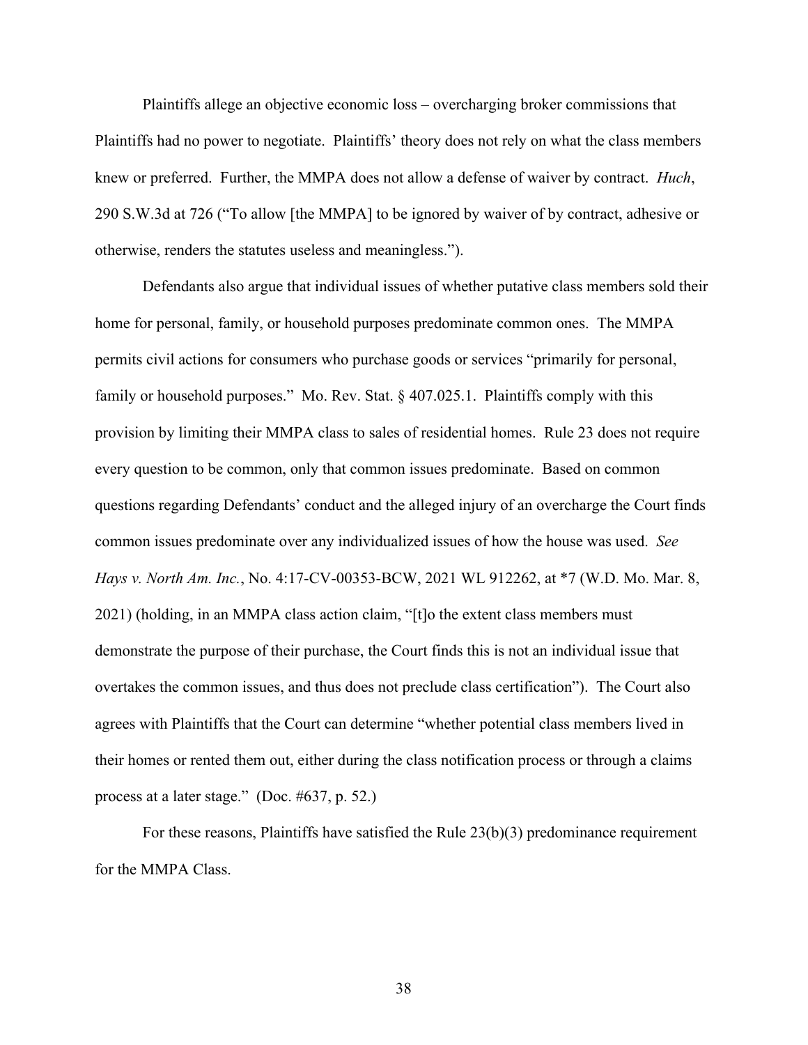Plaintiffs allege an objective economic loss – overcharging broker commissions that Plaintiffs had no power to negotiate. Plaintiffs' theory does not rely on what the class members knew or preferred. Further, the MMPA does not allow a defense of waiver by contract. *Huch*, 290 S.W.3d at 726 ("To allow [the MMPA] to be ignored by waiver of by contract, adhesive or otherwise, renders the statutes useless and meaningless.").

Defendants also argue that individual issues of whether putative class members sold their home for personal, family, or household purposes predominate common ones. The MMPA permits civil actions for consumers who purchase goods or services "primarily for personal, family or household purposes." Mo. Rev. Stat. § 407.025.1. Plaintiffs comply with this provision by limiting their MMPA class to sales of residential homes. Rule 23 does not require every question to be common, only that common issues predominate. Based on common questions regarding Defendants' conduct and the alleged injury of an overcharge the Court finds common issues predominate over any individualized issues of how the house was used. *See Hays v. North Am. Inc.*, No. 4:17-CV-00353-BCW, 2021 WL 912262, at *7 (W.D. Mo. Mar. 8, 2021) (holding, in an MMPA class action claim, "[t]o the extent class members must demonstrate the purpose of their purchase, the Court finds this is not an individual issue that overtakes the common issues, and thus does not preclude class certification"). The Court also agrees with Plaintiffs that the Court can determine "whether potential class members lived in their homes or rented them out, either during the class notification process or through a claims process at a later stage." (Doc. #637, p. 52.)

For these reasons, Plaintiffs have satisfied the Rule 23(b)(3) predominance requirement for the MMPA Class.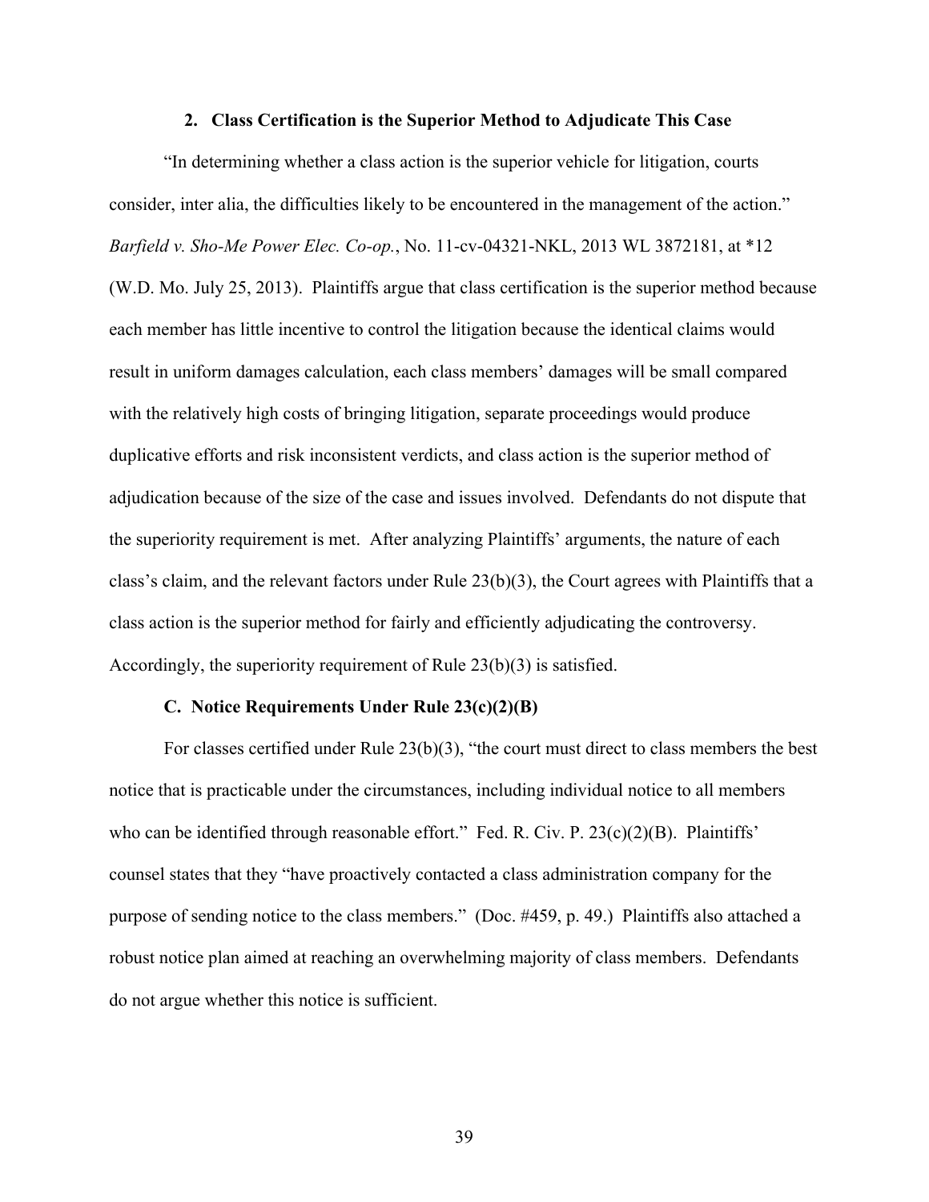### 2. Class Certification is the Superior Method to Adjudicate This Case

"In determining whether a class action is the superior vehicle for litigation, courts consider, inter alia, the difficulties likely to be encountered in the management of the action." *Barfield v. Sho-Me Power Elec. Co-op.*, No. 11-cv-04321-NKL, 2013 WL 3872181, at *12 (W.D. Mo. July 25, 2013). Plaintiffs argue that class certification is the superior method because each member has little incentive to control the litigation because the identical claims would result in uniform damages calculation, each class members' damages will be small compared with the relatively high costs of bringing litigation, separate proceedings would produce duplicative efforts and risk inconsistent verdicts, and class action is the superior method of adjudication because of the size of the case and issues involved. Defendants do not dispute that the superiority requirement is met. After analyzing Plaintiffs' arguments, the nature of each class's claim, and the relevant factors under Rule 23(b)(3), the Court agrees with Plaintiffs that a class action is the superior method for fairly and efficiently adjudicating the controversy. Accordingly, the superiority requirement of Rule 23(b)(3) is satisfied.

### C. Notice Requirements Under Rule 23(c)(2)(B)

For classes certified under Rule 23(b)(3), "the court must direct to class members the best notice that is practicable under the circumstances, including individual notice to all members who can be identified through reasonable effort." Fed. R. Civ. P. 23(c)(2)(B). Plaintiffs' counsel states that they "have proactively contacted a class administration company for the purpose of sending notice to the class members." (Doc. #459, p. 49.) Plaintiffs also attached a robust notice plan aimed at reaching an overwhelming majority of class members. Defendants do not argue whether this notice is sufficient.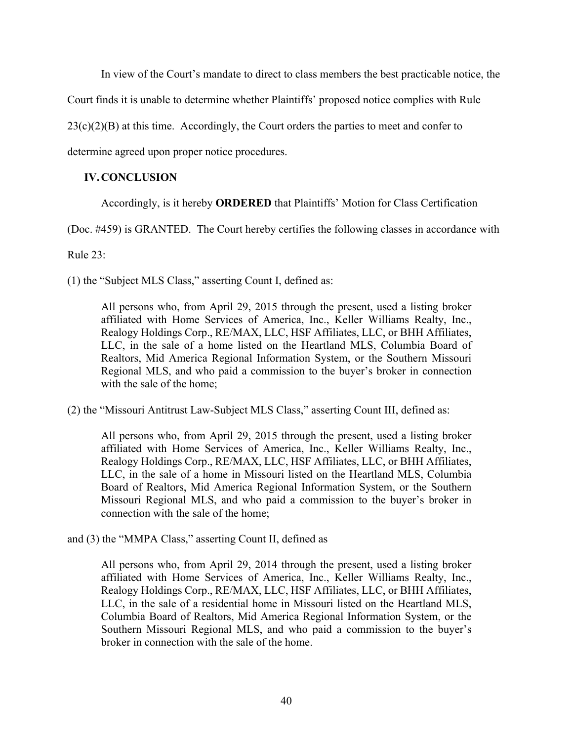In view of the Court's mandate to direct to class members the best practicable notice, the Court finds it is unable to determine whether Plaintiffs' proposed notice complies with Rule 23(c)(2)(B) at this time. Accordingly, the Court orders the parties to meet and confer to determine agreed upon proper notice procedures.

## IV. CONCLUSION

Accordingly, is it hereby **ORDERED** that Plaintiffs' Motion for Class Certification (Doc. #459) is GRANTED. The Court hereby certifies the following classes in accordance with Rule 23:

(1) the "Subject MLS Class," asserting Count I, defined as:

> All persons who, from April 29, 2015 through the present, used a listing broker affiliated with Home Services of America, Inc., Keller Williams Realty, Inc., Realogy Holdings Corp., RE/MAX, LLC, HSF Affiliates, LLC, or BHH Affiliates, LLC, in the sale of a home listed on the Heartland MLS, Columbia Board of Realtors, Mid America Regional Information System, or the Southern Missouri Regional MLS, and who paid a commission to the buyer's broker in connection with the sale of the home;

(2) the "Missouri Antitrust Law-Subject MLS Class," asserting Count III, defined as:

> All persons who, from April 29, 2015 through the present, used a listing broker affiliated with Home Services of America, Inc., Keller Williams Realty, Inc., Realogy Holdings Corp., RE/MAX, LLC, HSF Affiliates, LLC, or BHH Affiliates, LLC, in the sale of a home in Missouri listed on the Heartland MLS, Columbia Board of Realtors, Mid America Regional Information System, or the Southern Missouri Regional MLS, and who paid a commission to the buyer's broker in connection with the sale of the home;

and (3) the "MMPA Class," asserting Count II, defined as

> All persons who, from April 29, 2014 through the present, used a listing broker affiliated with Home Services of America, Inc., Keller Williams Realty, Inc., Realogy Holdings Corp., RE/MAX, LLC, HSF Affiliates, LLC, or BHH Affiliates, LLC, in the sale of a residential home in Missouri listed on the Heartland MLS, Columbia Board of Realtors, Mid America Regional Information System, or the Southern Missouri Regional MLS, and who paid a commission to the buyer's broker in connection with the sale of the home.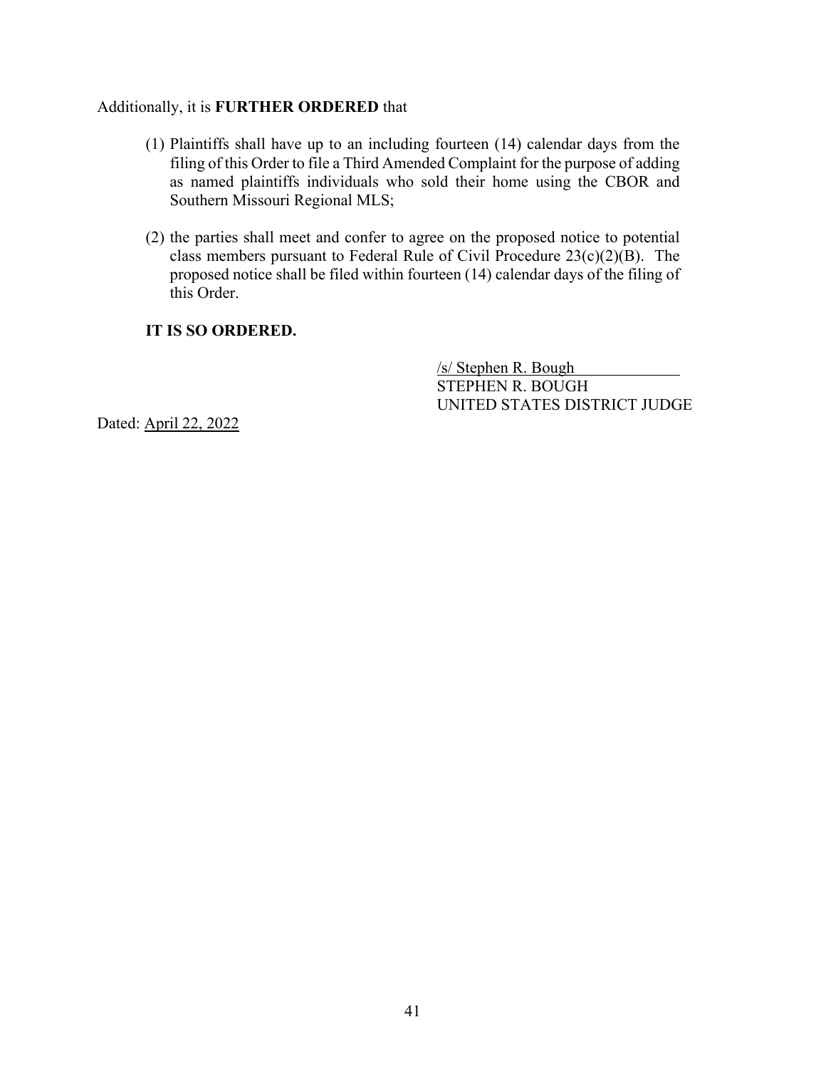Additionally, it is **FURTHER ORDERED** that

(1) Plaintiffs shall have up to an including fourteen (14) calendar days from the filing of this Order to file a Third Amended Complaint for the purpose of adding as named plaintiffs individuals who sold their home using the CBOR and Southern Missouri Regional MLS;

(2) the parties shall meet and confer to agree on the proposed notice to potential class members pursuant to Federal Rule of Civil Procedure 23(c)(2)(B). The proposed notice shall be filed within fourteen (14) calendar days of the filing of this Order.

**IT IS SO ORDERED.**

/s/ Stephen R. Bough
STEPHEN R. BOUGH
UNITED STATES DISTRICT JUDGE

Dated: April 22, 2022